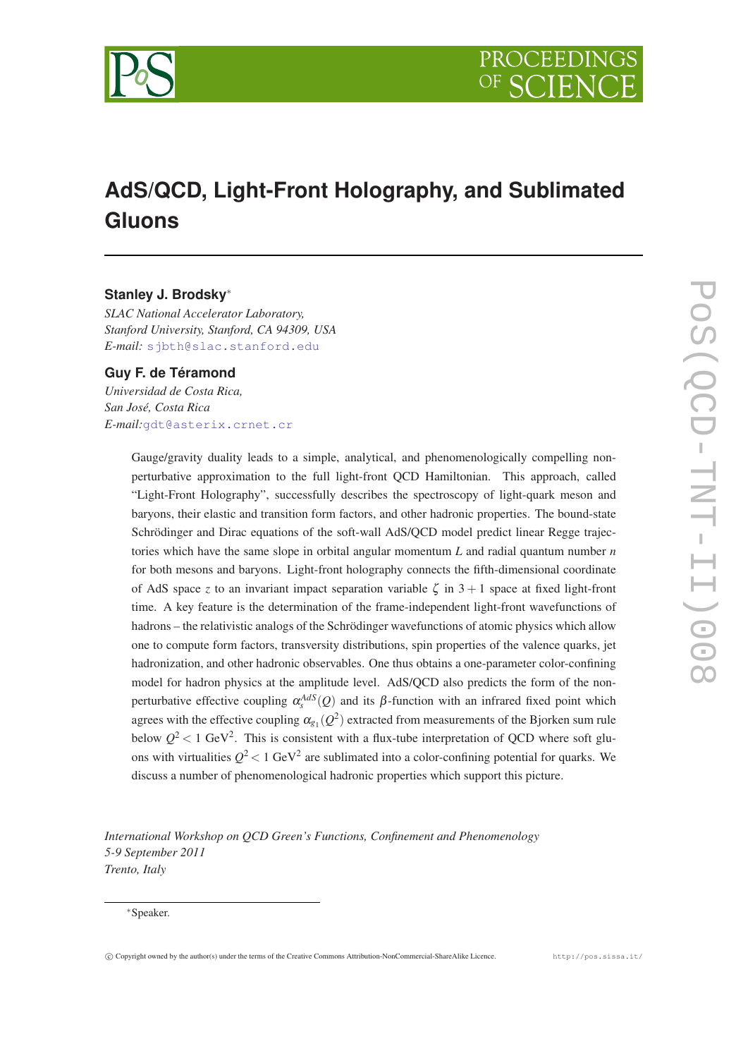# AdS/QCD, Light-Front Holography, and Sublimated Gluons

**Stanley J. Brodsky***

*SLAC National Accelerator Laboratory,*
*Stanford University, Stanford, CA 94309, USA*
*E-mail:* sjbth@slac.stanford.edu

**Guy F. de Téramond**

*Universidad de Costa Rica,*
*San José, Costa Rica*
*E-mail:*gdt@asterix.crnet.cr

Gauge/gravity duality leads to a simple, analytical, and phenomenologically compelling non-perturbative approximation to the full light-front QCD Hamiltonian. This approach, called "Light-Front Holography", successfully describes the spectroscopy of light-quark meson and baryons, their elastic and transition form factors, and other hadronic properties. The bound-state Schrödinger and Dirac equations of the soft-wall AdS/QCD model predict linear Regge trajectories which have the same slope in orbital angular momentum $L$ and radial quantum number $n$ for both mesons and baryons. Light-front holography connects the fifth-dimensional coordinate of AdS space $z$ to an invariant impact separation variable $\zeta$ in $3+1$ space at fixed light-front time. A key feature is the determination of the frame-independent light-front wavefunctions of hadrons – the relativistic analogs of the Schrödinger wavefunctions of atomic physics which allow one to compute form factors, transversity distributions, spin properties of the valence quarks, jet hadronization, and other hadronic observables. One thus obtains a one-parameter color-confining model for hadron physics at the amplitude level. AdS/QCD also predicts the form of the non-perturbative effective coupling $\alpha_s^{AdS}(Q)$ and its $\beta$-function with an infrared fixed point which agrees with the effective coupling $\alpha_{g_1}(Q^2)$ extracted from measurements of the Bjorken sum rule below $Q^2 < 1$ GeV$^2$. This is consistent with a flux-tube interpretation of QCD where soft gluons with virtualities $Q^2 < 1$ GeV$^2$ are sublimated into a color-confining potential for quarks. We discuss a number of phenomenological hadronic properties which support this picture.

*International Workshop on QCD Green's Functions, Confinement and Phenomenology*
*5-9 September 2011*
*Trento, Italy*

*Speaker.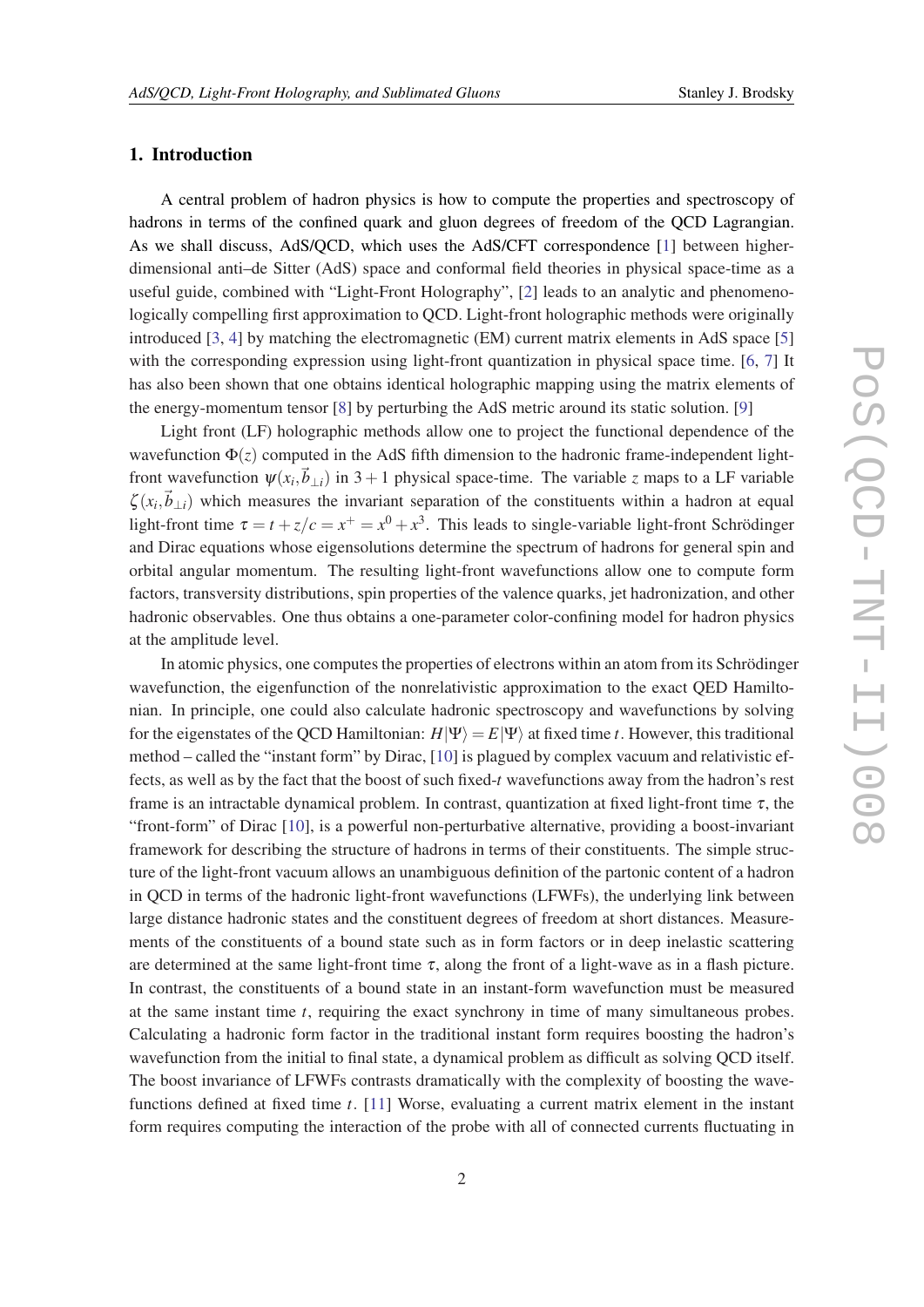## 1. Introduction

A central problem of hadron physics is how to compute the properties and spectroscopy of hadrons in terms of the confined quark and gluon degrees of freedom of the QCD Lagrangian. As we shall discuss, AdS/QCD, which uses the AdS/CFT correspondence [1] between higher-dimensional anti–de Sitter (AdS) space and conformal field theories in physical space-time as a useful guide, combined with "Light-Front Holography", [2] leads to an analytic and phenomenologically compelling first approximation to QCD. Light-front holographic methods were originally introduced [3, 4] by matching the electromagnetic (EM) current matrix elements in AdS space [5] with the corresponding expression using light-front quantization in physical space time. [6, 7] It has also been shown that one obtains identical holographic mapping using the matrix elements of the energy-momentum tensor [8] by perturbing the AdS metric around its static solution. [9]

Light front (LF) holographic methods allow one to project the functional dependence of the wavefunction $\Phi(z)$ computed in the AdS fifth dimension to the hadronic frame-independent light-front wavefunction $\psi(x_i, \vec{b}_{\perp i})$ in $3+1$ physical space-time. The variable $z$ maps to a LF variable $\zeta(x_i, \vec{b}_{\perp i})$ which measures the invariant separation of the constituents within a hadron at equal light-front time $\tau = t + z/c = x^+ = x^0 + x^3$. This leads to single-variable light-front Schrödinger and Dirac equations whose eigensolutions determine the spectrum of hadrons for general spin and orbital angular momentum. The resulting light-front wavefunctions allow one to compute form factors, transversity distributions, spin properties of the valence quarks, jet hadronization, and other hadronic observables. One thus obtains a one-parameter color-confining model for hadron physics at the amplitude level.

In atomic physics, one computes the properties of electrons within an atom from its Schrödinger wavefunction, the eigenfunction of the nonrelativistic approximation to the exact QED Hamiltonian. In principle, one could also calculate hadronic spectroscopy and wavefunctions by solving for the eigenstates of the QCD Hamiltonian: $H|\Psi\rangle = E|\Psi\rangle$ at fixed time $t$. However, this traditional method – called the "instant form" by Dirac, [10] is plagued by complex vacuum and relativistic effects, as well as by the fact that the boost of such fixed-$t$ wavefunctions away from the hadron's rest frame is an intractable dynamical problem. In contrast, quantization at fixed light-front time $\tau$, the "front-form" of Dirac [10], is a powerful non-perturbative alternative, providing a boost-invariant framework for describing the structure of hadrons in terms of their constituents. The simple structure of the light-front vacuum allows an unambiguous definition of the partonic content of a hadron in QCD in terms of the hadronic light-front wavefunctions (LFWFs), the underlying link between large distance hadronic states and the constituent degrees of freedom at short distances. Measurements of the constituents of a bound state such as in form factors or in deep inelastic scattering are determined at the same light-front time $\tau$, along the front of a light-wave as in a flash picture. In contrast, the constituents of a bound state in an instant-form wavefunction must be measured at the same instant time $t$, requiring the exact synchrony in time of many simultaneous probes. Calculating a hadronic form factor in the traditional instant form requires boosting the hadron's wavefunction from the initial to final state, a dynamical problem as difficult as solving QCD itself. The boost invariance of LFWFs contrasts dramatically with the complexity of boosting the wavefunctions defined at fixed time $t$. [11] Worse, evaluating a current matrix element in the instant form requires computing the interaction of the probe with all of connected currents fluctuating in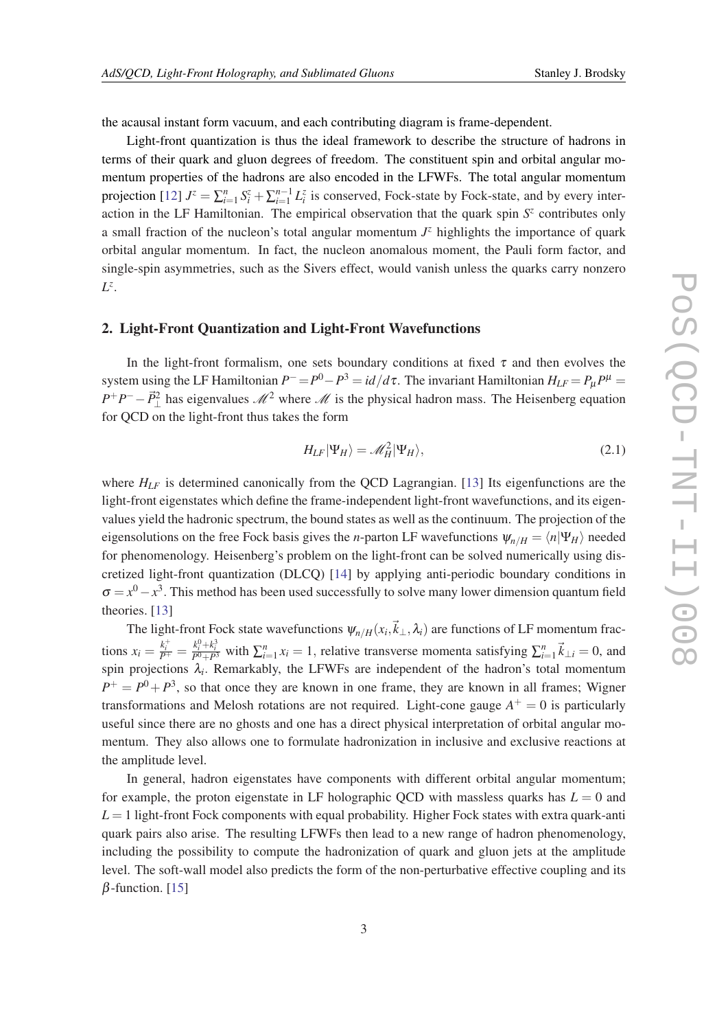the acausal instant form vacuum, and each contributing diagram is frame-dependent.

Light-front quantization is thus the ideal framework to describe the structure of hadrons in terms of their quark and gluon degrees of freedom. The constituent spin and orbital angular momentum properties of the hadrons are also encoded in the LFWFs. The total angular momentum projection [12] $J^z = \sum_{i=1}^{n} S_i^z + \sum_{i=1}^{n-1} L_i^z$ is conserved, Fock-state by Fock-state, and by every interaction in the LF Hamiltonian. The empirical observation that the quark spin $S^z$ contributes only a small fraction of the nucleon's total angular momentum $J^z$ highlights the importance of quark orbital angular momentum. In fact, the nucleon anomalous moment, the Pauli form factor, and single-spin asymmetries, such as the Sivers effect, would vanish unless the quarks carry nonzero $L^z$.

## 2. Light-Front Quantization and Light-Front Wavefunctions

In the light-front formalism, one sets boundary conditions at fixed $\tau$ and then evolves the system using the LF Hamiltonian $P^- = P^0 - P^3 = i d/d\tau$. The invariant Hamiltonian $H_{LF} = P_\mu P^\mu = P^+ P^- - \vec{P}_\perp^2$ has eigenvalues $\mathcal{M}^2$ where $\mathcal{M}$ is the physical hadron mass. The Heisenberg equation for QCD on the light-front thus takes the form

$$H_{LF}|\Psi_H\rangle = \mathcal{M}_H^2|\Psi_H\rangle, \tag{2.1}$$

where $H_{LF}$ is determined canonically from the QCD Lagrangian. [13] Its eigenfunctions are the light-front eigenstates which define the frame-independent light-front wavefunctions, and its eigenvalues yield the hadronic spectrum, the bound states as well as the continuum. The projection of the eigensolutions on the free Fock basis gives the $n$-parton LF wavefunctions $\psi_{n/H} = \langle n|\Psi_H\rangle$ needed for phenomenology. Heisenberg's problem on the light-front can be solved numerically using discretized light-front quantization (DLCQ) [14] by applying anti-periodic boundary conditions in $\sigma = x^0 - x^3$. This method has been used successfully to solve many lower dimension quantum field theories. [13]

The light-front Fock state wavefunctions $\psi_{n/H}(x_i, \vec{k}_\perp, \lambda_i)$ are functions of LF momentum fractions $x_i = \frac{k_i^+}{P^+} = \frac{k_i^0 + k_i^3}{P^0 + P^3}$ with $\sum_{i=1}^{n} x_i = 1$, relative transverse momenta satisfying $\sum_{i=1}^{n} \vec{k}_{\perp i} = 0$, and spin projections $\lambda_i$. Remarkably, the LFWFs are independent of the hadron's total momentum $P^+ = P^0 + P^3$, so that once they are known in one frame, they are known in all frames; Wigner transformations and Melosh rotations are not required. Light-cone gauge $A^+ = 0$ is particularly useful since there are no ghosts and one has a direct physical interpretation of orbital angular momentum. They also allows one to formulate hadronization in inclusive and exclusive reactions at the amplitude level.

In general, hadron eigenstates have components with different orbital angular momentum; for example, the proton eigenstate in LF holographic QCD with massless quarks has $L = 0$ and $L = 1$ light-front Fock components with equal probability. Higher Fock states with extra quark-anti quark pairs also arise. The resulting LFWFs then lead to a new range of hadron phenomenology, including the possibility to compute the hadronization of quark and gluon jets at the amplitude level. The soft-wall model also predicts the form of the non-perturbative effective coupling and its $\beta$-function. [15]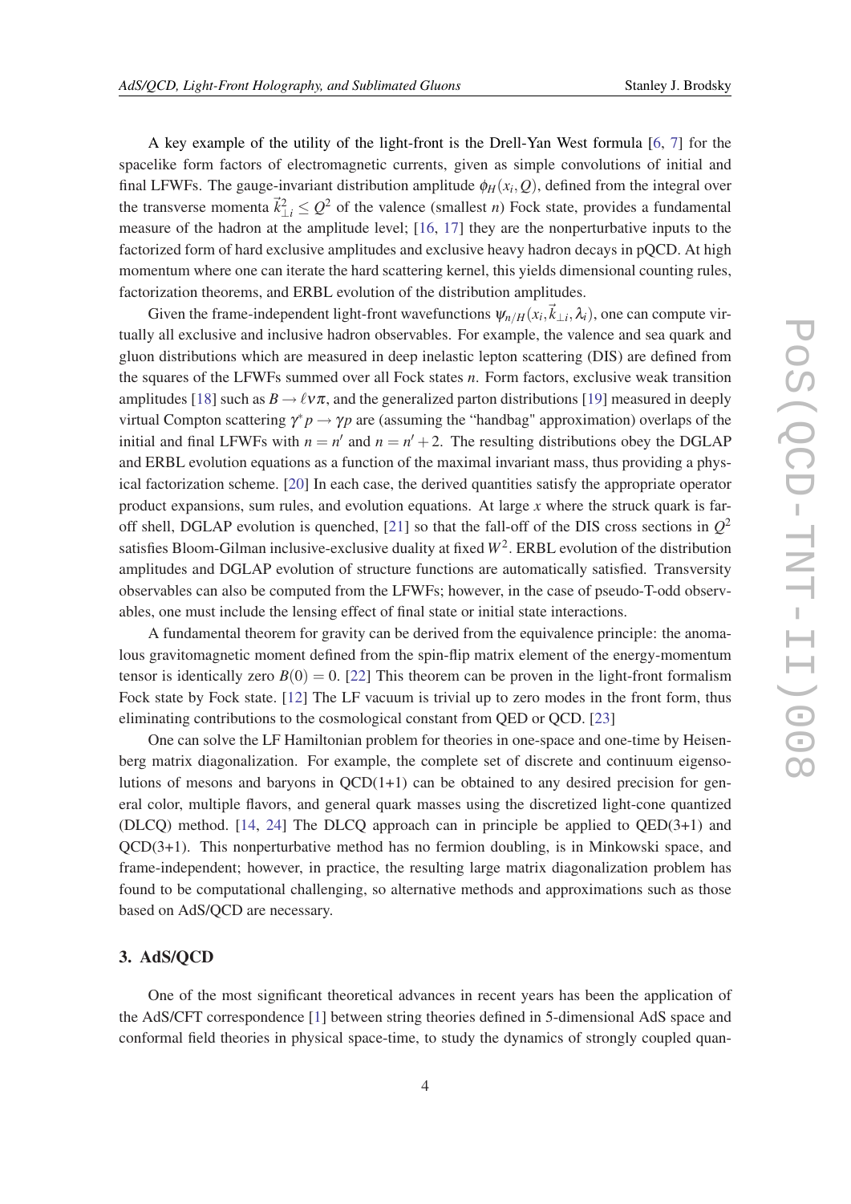A key example of the utility of the light-front is the Drell-Yan West formula [6, 7] for the spacelike form factors of electromagnetic currents, given as simple convolutions of initial and final LFWFs. The gauge-invariant distribution amplitude $\phi_H(x_i, Q)$, defined from the integral over the transverse momenta $\vec{k}^2_{\perp i} \leq Q^2$ of the valence (smallest $n$) Fock state, provides a fundamental measure of the hadron at the amplitude level; [16, 17] they are the nonperturbative inputs to the factorized form of hard exclusive amplitudes and exclusive heavy hadron decays in pQCD. At high momentum where one can iterate the hard scattering kernel, this yields dimensional counting rules, factorization theorems, and ERBL evolution of the distribution amplitudes.

Given the frame-independent light-front wavefunctions $\psi_{n/H}(x_i, \vec{k}_{\perp i}, \lambda_i)$, one can compute virtually all exclusive and inclusive hadron observables. For example, the valence and sea quark and gluon distributions which are measured in deep inelastic lepton scattering (DIS) are defined from the squares of the LFWFs summed over all Fock states $n$. Form factors, exclusive weak transition amplitudes [18] such as $B \to \ell \nu \pi$, and the generalized parton distributions [19] measured in deeply virtual Compton scattering $\gamma^* p \to \gamma p$ are (assuming the "handbag" approximation) overlaps of the initial and final LFWFs with $n = n'$ and $n = n' + 2$. The resulting distributions obey the DGLAP and ERBL evolution equations as a function of the maximal invariant mass, thus providing a physical factorization scheme. [20] In each case, the derived quantities satisfy the appropriate operator product expansions, sum rules, and evolution equations. At large $x$ where the struck quark is far-off shell, DGLAP evolution is quenched, [21] so that the fall-off of the DIS cross sections in $Q^2$ satisfies Bloom-Gilman inclusive-exclusive duality at fixed $W^2$. ERBL evolution of the distribution amplitudes and DGLAP evolution of structure functions are automatically satisfied. Transversity observables can also be computed from the LFWFs; however, in the case of pseudo-T-odd observables, one must include the lensing effect of final state or initial state interactions.

A fundamental theorem for gravity can be derived from the equivalence principle: the anomalous gravitomagnetic moment defined from the spin-flip matrix element of the energy-momentum tensor is identically zero $B(0) = 0$. [22] This theorem can be proven in the light-front formalism Fock state by Fock state. [12] The LF vacuum is trivial up to zero modes in the front form, thus eliminating contributions to the cosmological constant from QED or QCD. [23]

One can solve the LF Hamiltonian problem for theories in one-space and one-time by Heisenberg matrix diagonalization. For example, the complete set of discrete and continuum eigensolutions of mesons and baryons in QCD(1+1) can be obtained to any desired precision for general color, multiple flavors, and general quark masses using the discretized light-cone quantized (DLCQ) method. [14, 24] The DLCQ approach can in principle be applied to QED(3+1) and QCD(3+1). This nonperturbative method has no fermion doubling, is in Minkowski space, and frame-independent; however, in practice, the resulting large matrix diagonalization problem has found to be computational challenging, so alternative methods and approximations such as those based on AdS/QCD are necessary.

## 3. AdS/QCD

One of the most significant theoretical advances in recent years has been the application of the AdS/CFT correspondence [1] between string theories defined in 5-dimensional AdS space and conformal field theories in physical space-time, to study the dynamics of strongly coupled quan-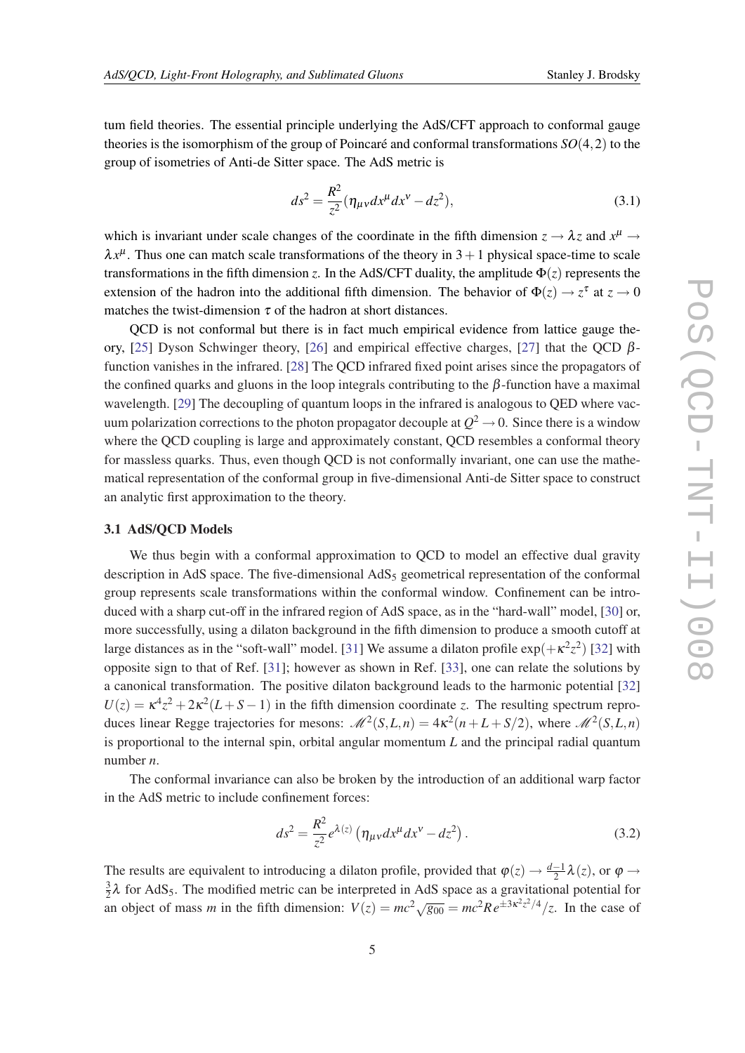tum field theories. The essential principle underlying the AdS/CFT approach to conformal gauge theories is the isomorphism of the group of Poincaré and conformal transformations $SO(4,2)$ to the group of isometries of Anti-de Sitter space. The AdS metric is

$$ds^2 = \frac{R^2}{z^2}(\eta_{\mu\nu}dx^\mu dx^\nu - dz^2), \tag{3.1}$$

which is invariant under scale changes of the coordinate in the fifth dimension $z \to \lambda z$ and $x^\mu \to \lambda x^\mu$. Thus one can match scale transformations of the theory in $3+1$ physical space-time to scale transformations in the fifth dimension $z$. In the AdS/CFT duality, the amplitude $\Phi(z)$ represents the extension of the hadron into the additional fifth dimension. The behavior of $\Phi(z) \to z^\tau$ at $z \to 0$ matches the twist-dimension $\tau$ of the hadron at short distances.

QCD is not conformal but there is in fact much empirical evidence from lattice gauge theory, [25] Dyson Schwinger theory, [26] and empirical effective charges, [27] that the QCD $\beta$-function vanishes in the infrared. [28] The QCD infrared fixed point arises since the propagators of the confined quarks and gluons in the loop integrals contributing to the $\beta$-function have a maximal wavelength. [29] The decoupling of quantum loops in the infrared is analogous to QED where vacuum polarization corrections to the photon propagator decouple at $Q^2 \to 0$. Since there is a window where the QCD coupling is large and approximately constant, QCD resembles a conformal theory for massless quarks. Thus, even though QCD is not conformally invariant, one can use the mathematical representation of the conformal group in five-dimensional Anti-de Sitter space to construct an analytic first approximation to the theory.

### 3.1 AdS/QCD Models

We thus begin with a conformal approximation to QCD to model an effective dual gravity description in AdS space. The five-dimensional $AdS_5$ geometrical representation of the conformal group represents scale transformations within the conformal window. Confinement can be introduced with a sharp cut-off in the infrared region of AdS space, as in the "hard-wall" model, [30] or, more successfully, using a dilaton background in the fifth dimension to produce a smooth cutoff at large distances as in the "soft-wall" model. [31] We assume a dilaton profile $\exp(+\kappa^2 z^2)$ [32] with opposite sign to that of Ref. [31]; however as shown in Ref. [33], one can relate the solutions by a canonical transformation. The positive dilaton background leads to the harmonic potential [32] $U(z) = \kappa^4 z^2 + 2\kappa^2(L+S-1)$ in the fifth dimension coordinate $z$. The resulting spectrum reproduces linear Regge trajectories for mesons: $\mathcal{M}^2(S,L,n) = 4\kappa^2(n+L+S/2)$, where $\mathcal{M}^2(S,L,n)$ is proportional to the internal spin, orbital angular momentum $L$ and the principal radial quantum number $n$.

The conformal invariance can also be broken by the introduction of an additional warp factor in the AdS metric to include confinement forces:

$$ds^2 = \frac{R^2}{z^2} e^{\lambda(z)} \left(\eta_{\mu\nu}dx^\mu dx^\nu - dz^2\right). \tag{3.2}$$

The results are equivalent to introducing a dilaton profile, provided that $\varphi(z) \to \frac{d-1}{2}\lambda(z)$, or $\varphi \to \frac{3}{2}\lambda$ for $AdS_5$. The modified metric can be interpreted in AdS space as a gravitational potential for an object of mass $m$ in the fifth dimension: $V(z) = mc^2\sqrt{g_{00}} = mc^2 R e^{\pm 3\kappa^2 z^2/4}/z$. In the case of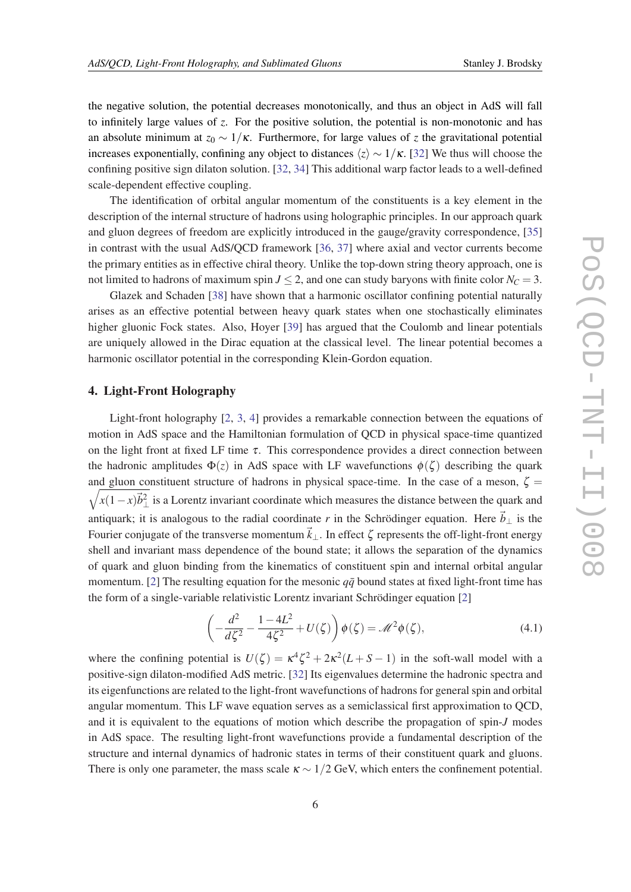the negative solution, the potential decreases monotonically, and thus an object in AdS will fall to infinitely large values of $z$. For the positive solution, the potential is non-monotonic and has an absolute minimum at $z_0 \sim 1/\kappa$. Furthermore, for large values of $z$ the gravitational potential increases exponentially, confining any object to distances $\langle z \rangle \sim 1/\kappa$. [32] We thus will choose the confining positive sign dilaton solution. [32, 34] This additional warp factor leads to a well-defined scale-dependent effective coupling.

The identification of orbital angular momentum of the constituents is a key element in the description of the internal structure of hadrons using holographic principles. In our approach quark and gluon degrees of freedom are explicitly introduced in the gauge/gravity correspondence, [35] in contrast with the usual AdS/QCD framework [36, 37] where axial and vector currents become the primary entities as in effective chiral theory. Unlike the top-down string theory approach, one is not limited to hadrons of maximum spin $J \leq 2$, and one can study baryons with finite color $N_C = 3$.

Glazek and Schaden [38] have shown that a harmonic oscillator confining potential naturally arises as an effective potential between heavy quark states when one stochastically eliminates higher gluonic Fock states. Also, Hoyer [39] has argued that the Coulomb and linear potentials are uniquely allowed in the Dirac equation at the classical level. The linear potential becomes a harmonic oscillator potential in the corresponding Klein-Gordon equation.

## 4. Light-Front Holography

Light-front holography [2, 3, 4] provides a remarkable connection between the equations of motion in AdS space and the Hamiltonian formulation of QCD in physical space-time quantized on the light front at fixed LF time $\tau$. This correspondence provides a direct connection between the hadronic amplitudes $\Phi(z)$ in AdS space with LF wavefunctions $\phi(\zeta)$ describing the quark and gluon constituent structure of hadrons in physical space-time. In the case of a meson, $\zeta = \sqrt{x(1-x)\vec{b}_\perp^2}$ is a Lorentz invariant coordinate which measures the distance between the quark and antiquark; it is analogous to the radial coordinate $r$ in the Schrödinger equation. Here $\vec{b}_\perp$ is the Fourier conjugate of the transverse momentum $\vec{k}_\perp$. In effect $\zeta$ represents the off-light-front energy shell and invariant mass dependence of the bound state; it allows the separation of the dynamics of quark and gluon binding from the kinematics of constituent spin and internal orbital angular momentum. [2] The resulting equation for the mesonic $q\bar{q}$ bound states at fixed light-front time has the form of a single-variable relativistic Lorentz invariant Schrödinger equation [2]

$$\left(-\frac{d^2}{d\zeta^2} - \frac{1-4L^2}{4\zeta^2} + U(\zeta)\right)\phi(\zeta) = \mathscr{M}^2\phi(\zeta), \tag{4.1}$$

where the confining potential is $U(\zeta) = \kappa^4\zeta^2 + 2\kappa^2(L+S-1)$ in the soft-wall model with a positive-sign dilaton-modified AdS metric. [32] Its eigenvalues determine the hadronic spectra and its eigenfunctions are related to the light-front wavefunctions of hadrons for general spin and orbital angular momentum. This LF wave equation serves as a semiclassical first approximation to QCD, and it is equivalent to the equations of motion which describe the propagation of spin-$J$ modes in AdS space. The resulting light-front wavefunctions provide a fundamental description of the structure and internal dynamics of hadronic states in terms of their constituent quark and gluons. There is only one parameter, the mass scale $\kappa \sim 1/2$ GeV, which enters the confinement potential.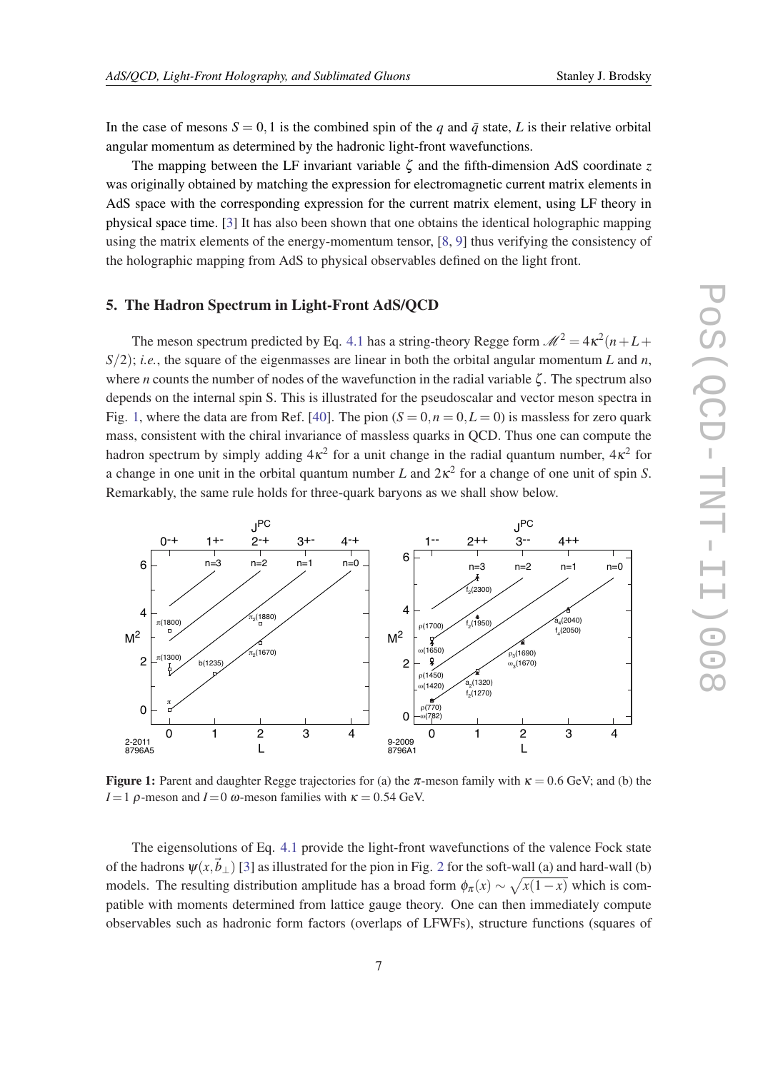In the case of mesons $S = 0, 1$ is the combined spin of the $q$ and $\bar{q}$ state, $L$ is their relative orbital angular momentum as determined by the hadronic light-front wavefunctions.

The mapping between the LF invariant variable $\zeta$ and the fifth-dimension AdS coordinate $z$ was originally obtained by matching the expression for electromagnetic current matrix elements in AdS space with the corresponding expression for the current matrix element, using LF theory in physical space time. [3] It has also been shown that one obtains the identical holographic mapping using the matrix elements of the energy-momentum tensor, [8, 9] thus verifying the consistency of the holographic mapping from AdS to physical observables defined on the light front.

## 5. The Hadron Spectrum in Light-Front AdS/QCD

The meson spectrum predicted by Eq. 4.1 has a string-theory Regge form $\mathcal{M}^2 = 4\kappa^2(n + L + S/2)$; *i.e.*, the square of the eigenmasses are linear in both the orbital angular momentum $L$ and $n$, where $n$ counts the number of nodes of the wavefunction in the radial variable $\zeta$. The spectrum also depends on the internal spin S. This is illustrated for the pseudoscalar and vector meson spectra in Fig. 1, where the data are from Ref. [40]. The pion ($S = 0, n = 0, L = 0$) is massless for zero quark mass, consistent with the chiral invariance of massless quarks in QCD. Thus one can compute the hadron spectrum by simply adding $4\kappa^2$ for a unit change in the radial quantum number, $4\kappa^2$ for a change in one unit in the orbital quantum number $L$ and $2\kappa^2$ for a change of one unit of spin $S$. Remarkably, the same rule holds for three-quark baryons as we shall show below.

**Figure 1:** Parent and daughter Regge trajectories for (a) the $\pi$-meson family with $\kappa = 0.6$ GeV; and (b) the $I = 1$ $\rho$-meson and $I = 0$ $\omega$-meson families with $\kappa = 0.54$ GeV.

The eigensolutions of Eq. 4.1 provide the light-front wavefunctions of the valence Fock state of the hadrons $\psi(x, \vec{b}_\perp)$ [3] as illustrated for the pion in Fig. 2 for the soft-wall (a) and hard-wall (b) models. The resulting distribution amplitude has a broad form $\phi_\pi(x) \sim \sqrt{x(1-x)}$ which is compatible with moments determined from lattice gauge theory. One can then immediately compute observables such as hadronic form factors (overlaps of LFWFs), structure functions (squares of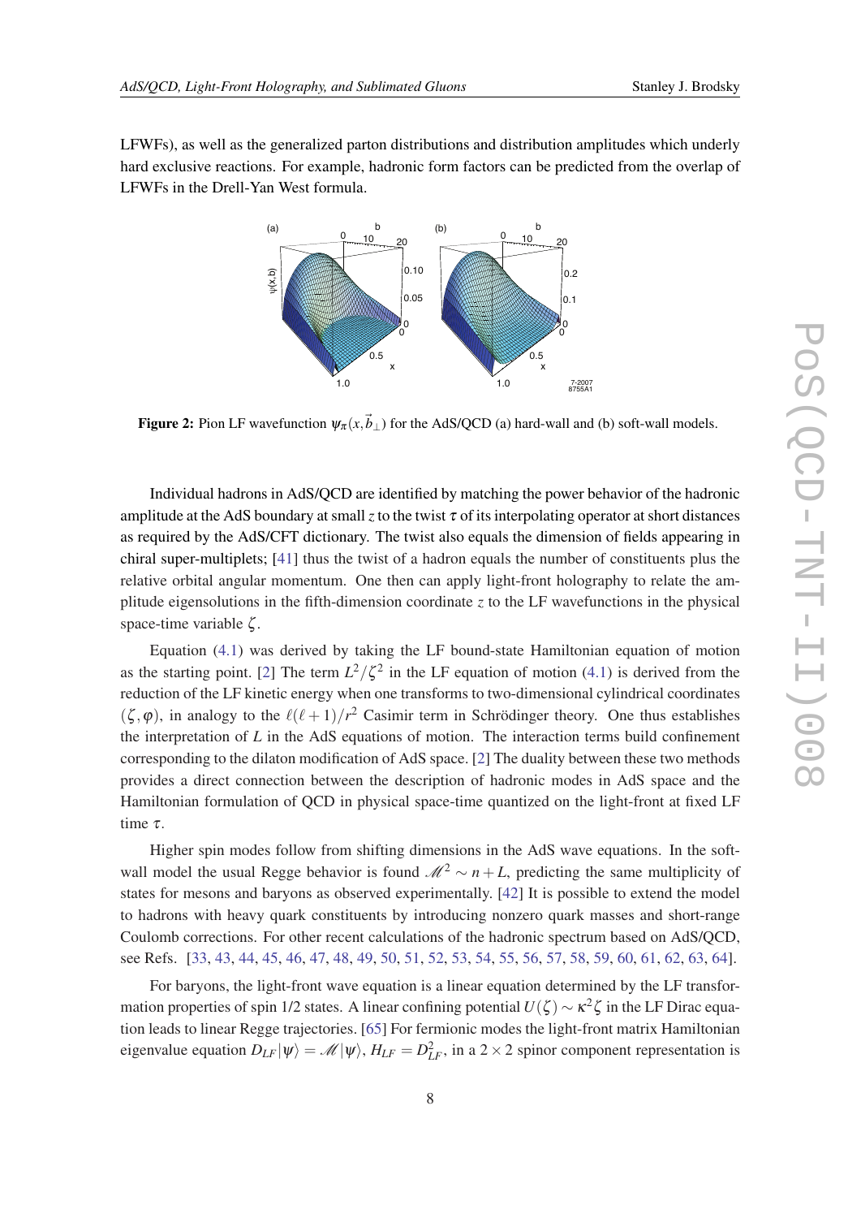LFWFs), as well as the generalized parton distributions and distribution amplitudes which underly hard exclusive reactions. For example, hadronic form factors can be predicted from the overlap of LFWFs in the Drell-Yan West formula.

**Figure 2:** Pion LF wavefunction $\psi_\pi(x,\vec{b}_\perp)$ for the AdS/QCD (a) hard-wall and (b) soft-wall models.

Individual hadrons in AdS/QCD are identified by matching the power behavior of the hadronic amplitude at the AdS boundary at small $z$ to the twist $\tau$ of its interpolating operator at short distances as required by the AdS/CFT dictionary. The twist also equals the dimension of fields appearing in chiral super-multiplets; [41] thus the twist of a hadron equals the number of constituents plus the relative orbital angular momentum. One then can apply light-front holography to relate the amplitude eigensolutions in the fifth-dimension coordinate $z$ to the LF wavefunctions in the physical space-time variable $\zeta$.

Equation (4.1) was derived by taking the LF bound-state Hamiltonian equation of motion as the starting point. [2] The term $L^2/\zeta^2$ in the LF equation of motion (4.1) is derived from the reduction of the LF kinetic energy when one transforms to two-dimensional cylindrical coordinates $(\zeta,\varphi)$, in analogy to the $\ell(\ell+1)/r^2$ Casimir term in Schrödinger theory. One thus establishes the interpretation of $L$ in the AdS equations of motion. The interaction terms build confinement corresponding to the dilaton modification of AdS space. [2] The duality between these two methods provides a direct connection between the description of hadronic modes in AdS space and the Hamiltonian formulation of QCD in physical space-time quantized on the light-front at fixed LF time $\tau$.

Higher spin modes follow from shifting dimensions in the AdS wave equations. In the soft-wall model the usual Regge behavior is found $\mathscr{M}^2 \sim n+L$, predicting the same multiplicity of states for mesons and baryons as observed experimentally. [42] It is possible to extend the model to hadrons with heavy quark constituents by introducing nonzero quark masses and short-range Coulomb corrections. For other recent calculations of the hadronic spectrum based on AdS/QCD, see Refs. [33, 43, 44, 45, 46, 47, 48, 49, 50, 51, 52, 53, 54, 55, 56, 57, 58, 59, 60, 61, 62, 63, 64].

For baryons, the light-front wave equation is a linear equation determined by the LF transformation properties of spin 1/2 states. A linear confining potential $U(\zeta) \sim \kappa^2\zeta$ in the LF Dirac equation leads to linear Regge trajectories. [65] For fermionic modes the light-front matrix Hamiltonian eigenvalue equation $D_{LF}|\psi\rangle = \mathscr{M}|\psi\rangle$, $H_{LF} = D_{LF}^2$, in a $2\times 2$ spinor component representation is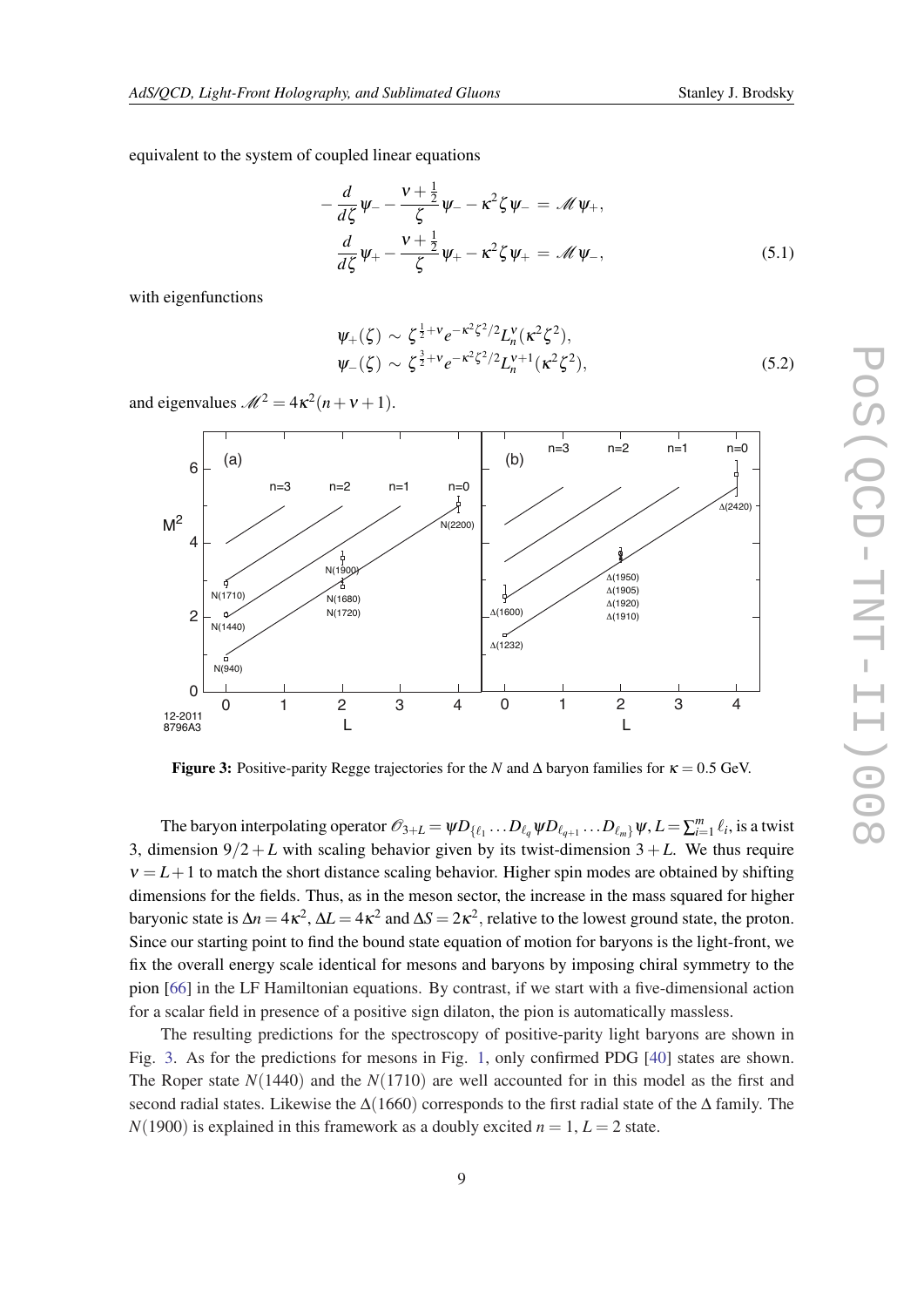equivalent to the system of coupled linear equations

$$
\begin{aligned}
-\frac{d}{d\zeta}\psi_- - \frac{\nu+\frac{1}{2}}{\zeta}\psi_- - \kappa^2\zeta\psi_- &= \mathscr{M}\psi_+, \\
\frac{d}{d\zeta}\psi_+ - \frac{\nu+\frac{1}{2}}{\zeta}\psi_+ - \kappa^2\zeta\psi_+ &= \mathscr{M}\psi_-,
\end{aligned}
\tag{5.1}
$$

with eigenfunctions

$$
\begin{aligned}
\psi_+(\zeta) &\sim \zeta^{\frac{1}{2}+\nu} e^{-\kappa^2\zeta^2/2} L_n^\nu(\kappa^2\zeta^2), \\
\psi_-(\zeta) &\sim \zeta^{\frac{3}{2}+\nu} e^{-\kappa^2\zeta^2/2} L_n^{\nu+1}(\kappa^2\zeta^2),
\end{aligned}
\tag{5.2}
$$

and eigenvalues $\mathscr{M}^2 = 4\kappa^2(n+\nu+1)$.

**Figure 3:** Positive-parity Regge trajectories for the $N$ and $\Delta$ baryon families for $\kappa = 0.5$ GeV.

The baryon interpolating operator $\mathscr{O}_{3+L} = \psi D_{\{\ell_1} \dots D_{\ell_q} \psi D_{\ell_{q+1}} \dots D_{\ell_m\}} \psi$, $L = \sum_{i=1}^m \ell_i$, is a twist 3, dimension $9/2 + L$ with scaling behavior given by its twist-dimension $3+L$. We thus require $\nu = L+1$ to match the short distance scaling behavior. Higher spin modes are obtained by shifting dimensions for the fields. Thus, as in the meson sector, the increase in the mass squared for higher baryonic state is $\Delta n = 4\kappa^2$, $\Delta L = 4\kappa^2$ and $\Delta S = 2\kappa^2$, relative to the lowest ground state, the proton. Since our starting point to find the bound state equation of motion for baryons is the light-front, we fix the overall energy scale identical for mesons and baryons by imposing chiral symmetry to the pion [66] in the LF Hamiltonian equations. By contrast, if we start with a five-dimensional action for a scalar field in presence of a positive sign dilaton, the pion is automatically massless.

The resulting predictions for the spectroscopy of positive-parity light baryons are shown in Fig. 3. As for the predictions for mesons in Fig. 1, only confirmed PDG [40] states are shown. The Roper state $N(1440)$ and the $N(1710)$ are well accounted for in this model as the first and second radial states. Likewise the $\Delta(1660)$ corresponds to the first radial state of the $\Delta$ family. The $N(1900)$ is explained in this framework as a doubly excited $n = 1$, $L = 2$ state.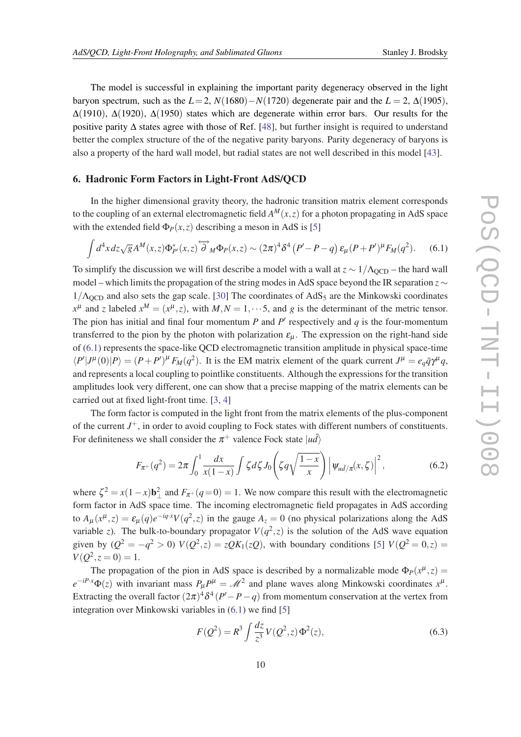The model is successful in explaining the important parity degeneracy observed in the light baryon spectrum, such as the $L = 2$, $N(1680) - N(1720)$ degenerate pair and the $L = 2$, $\Delta(1905)$, $\Delta(1910)$, $\Delta(1920)$, $\Delta(1950)$ states which are degenerate within error bars. Our results for the positive parity $\Delta$ states agree with those of Ref. [48], but further insight is required to understand better the complex structure of the of the negative parity baryons. Parity degeneracy of baryons is also a property of the hard wall model, but radial states are not well described in this model [43].

## 6. Hadronic Form Factors in Light-Front AdS/QCD

In the higher dimensional gravity theory, the hadronic transition matrix element corresponds to the coupling of an external electromagnetic field $A^M(x,z)$ for a photon propagating in AdS space with the extended field $\Phi_P(x,z)$ describing a meson in AdS is [5]

$$\int d^4x\, dz \sqrt{g}\, A^M(x,z) \Phi^*_{P'}(x,z) \overleftrightarrow{\partial}_M \Phi_P(x,z) \sim (2\pi)^4 \delta^4\left(P' - P - q\right) \varepsilon_\mu (P + P')^\mu F_M(q^2). \tag{6.1}$$

To simplify the discussion we will first describe a model with a wall at $z \sim 1/\Lambda_{\rm QCD}$ – the hard wall model – which limits the propagation of the string modes in AdS space beyond the IR separation $z \sim 1/\Lambda_{\rm QCD}$ and also sets the gap scale. [30] The coordinates of $\rm AdS_5$ are the Minkowski coordinates $x^\mu$ and $z$ labeled $x^M = (x^\mu, z)$, with $M, N = 1, \cdots 5$, and $g$ is the determinant of the metric tensor. The pion has initial and final four momentum $P$ and $P'$ respectively and $q$ is the four-momentum transferred to the pion by the photon with polarization $\varepsilon_\mu$. The expression on the right-hand side of (6.1) represents the space-like QCD electromagnetic transition amplitude in physical space-time $\langle P' | J^\mu(0) | P \rangle = (P + P')^\mu F_M(q^2)$. It is the EM matrix element of the quark current $J^\mu = e_q \bar q \gamma^\mu q$, and represents a local coupling to pointlike constituents. Although the expressions for the transition amplitudes look very different, one can show that a precise mapping of the matrix elements can be carried out at fixed light-front time. [3, 4]

The form factor is computed in the light front from the matrix elements of the plus-component of the current $J^+$, in order to avoid coupling to Fock states with different numbers of constituents. For definiteness we shall consider the $\pi^+$ valence Fock state $|u\bar d\rangle$

$$F_{\pi^+}(q^2) = 2\pi \int_0^1 \frac{dx}{x(1-x)} \int \zeta\, d\zeta\, J_0\!\left(\zeta q \sqrt{\frac{1-x}{x}}\right) \left|\psi_{u\bar d/\pi}(x,\zeta)\right|^2, \tag{6.2}$$

where $\zeta^2 = x(1-x)\mathbf{b}_\perp^2$ and $F_{\pi^+}(q=0) = 1$. We now compare this result with the electromagnetic form factor in AdS space time. The incoming electromagnetic field propagates in AdS according to $A_\mu(x^\mu, z) = \varepsilon_\mu(q) e^{-iq\cdot x} V(q^2, z)$ in the gauge $A_z = 0$ (no physical polarizations along the AdS variable $z$). The bulk-to-boundary propagator $V(q^2, z)$ is the solution of the AdS wave equation given by ($Q^2 = -q^2 > 0$) $V(Q^2, z) = zQK_1(zQ)$, with boundary conditions [5] $V(Q^2 = 0, z) = V(Q^2, z = 0) = 1$.

The propagation of the pion in AdS space is described by a normalizable mode $\Phi_P(x^\mu, z) = e^{-iP\cdot x}\Phi(z)$ with invariant mass $P_\mu P^\mu = \mathscr{M}^2$ and plane waves along Minkowski coordinates $x^\mu$. Extracting the overall factor $(2\pi)^4 \delta^4(P' - P - q)$ from momentum conservation at the vertex from integration over Minkowski variables in (6.1) we find [5]

$$F(Q^2) = R^3 \int \frac{dz}{z^3} V(Q^2, z)\, \Phi^2(z), \tag{6.3}$$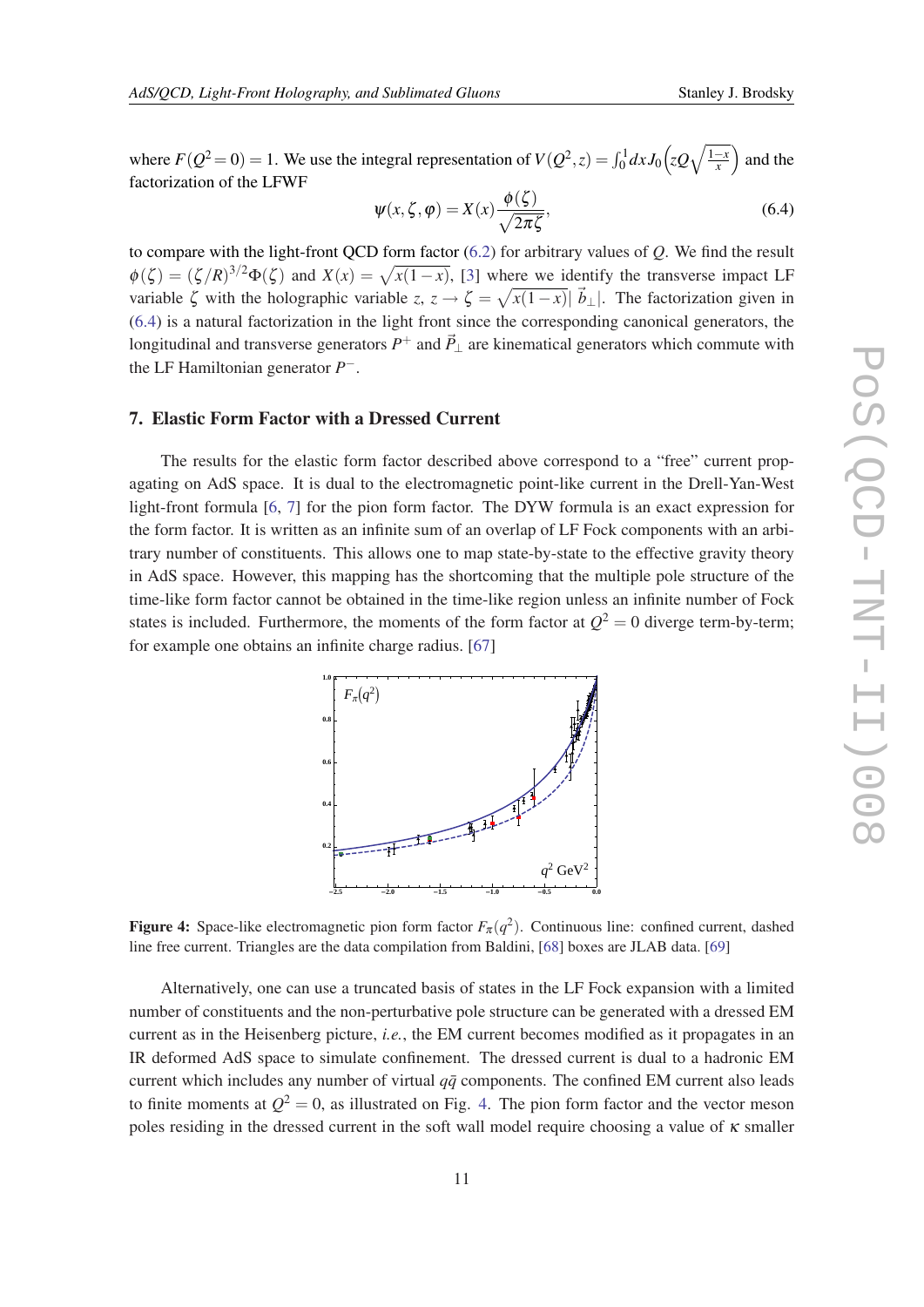where $F(Q^2=0)=1$. We use the integral representation of $V(Q^2,z)=\int_0^1 dx J_0\left(zQ\sqrt{\frac{1-x}{x}}\right)$ and the factorization of the LFWF

$$\psi(x,\zeta,\varphi)=X(x)\frac{\phi(\zeta)}{\sqrt{2\pi\zeta}}, \tag{6.4}$$

to compare with the light-front QCD form factor (6.2) for arbitrary values of $Q$. We find the result $\phi(\zeta)=(\zeta/R)^{3/2}\Phi(\zeta)$ and $X(x)=\sqrt{x(1-x)}$, [3] where we identify the transverse impact LF variable $\zeta$ with the holographic variable $z$, $z\to\zeta=\sqrt{x(1-x)}|\vec{b}_\perp|$. The factorization given in (6.4) is a natural factorization in the light front since the corresponding canonical generators, the longitudinal and transverse generators $P^+$ and $\vec{P}_\perp$ are kinematical generators which commute with the LF Hamiltonian generator $P^-$.

## 7. Elastic Form Factor with a Dressed Current

The results for the elastic form factor described above correspond to a "free" current propagating on AdS space. It is dual to the electromagnetic point-like current in the Drell-Yan-West light-front formula [6, 7] for the pion form factor. The DYW formula is an exact expression for the form factor. It is written as an infinite sum of an overlap of LF Fock components with an arbitrary number of constituents. This allows one to map state-by-state to the effective gravity theory in AdS space. However, this mapping has the shortcoming that the multiple pole structure of the time-like form factor cannot be obtained in the time-like region unless an infinite number of Fock states is included. Furthermore, the moments of the form factor at $Q^2=0$ diverge term-by-term; for example one obtains an infinite charge radius. [67]

**Figure 4:** Space-like electromagnetic pion form factor $F_\pi(q^2)$. Continuous line: confined current, dashed line free current. Triangles are the data compilation from Baldini, [68] boxes are JLAB data. [69]

Alternatively, one can use a truncated basis of states in the LF Fock expansion with a limited number of constituents and the non-perturbative pole structure can be generated with a dressed EM current as in the Heisenberg picture, *i.e.*, the EM current becomes modified as it propagates in an IR deformed AdS space to simulate confinement. The dressed current is dual to a hadronic EM current which includes any number of virtual $q\bar{q}$ components. The confined EM current also leads to finite moments at $Q^2=0$, as illustrated on Fig. 4. The pion form factor and the vector meson poles residing in the dressed current in the soft wall model require choosing a value of $\kappa$ smaller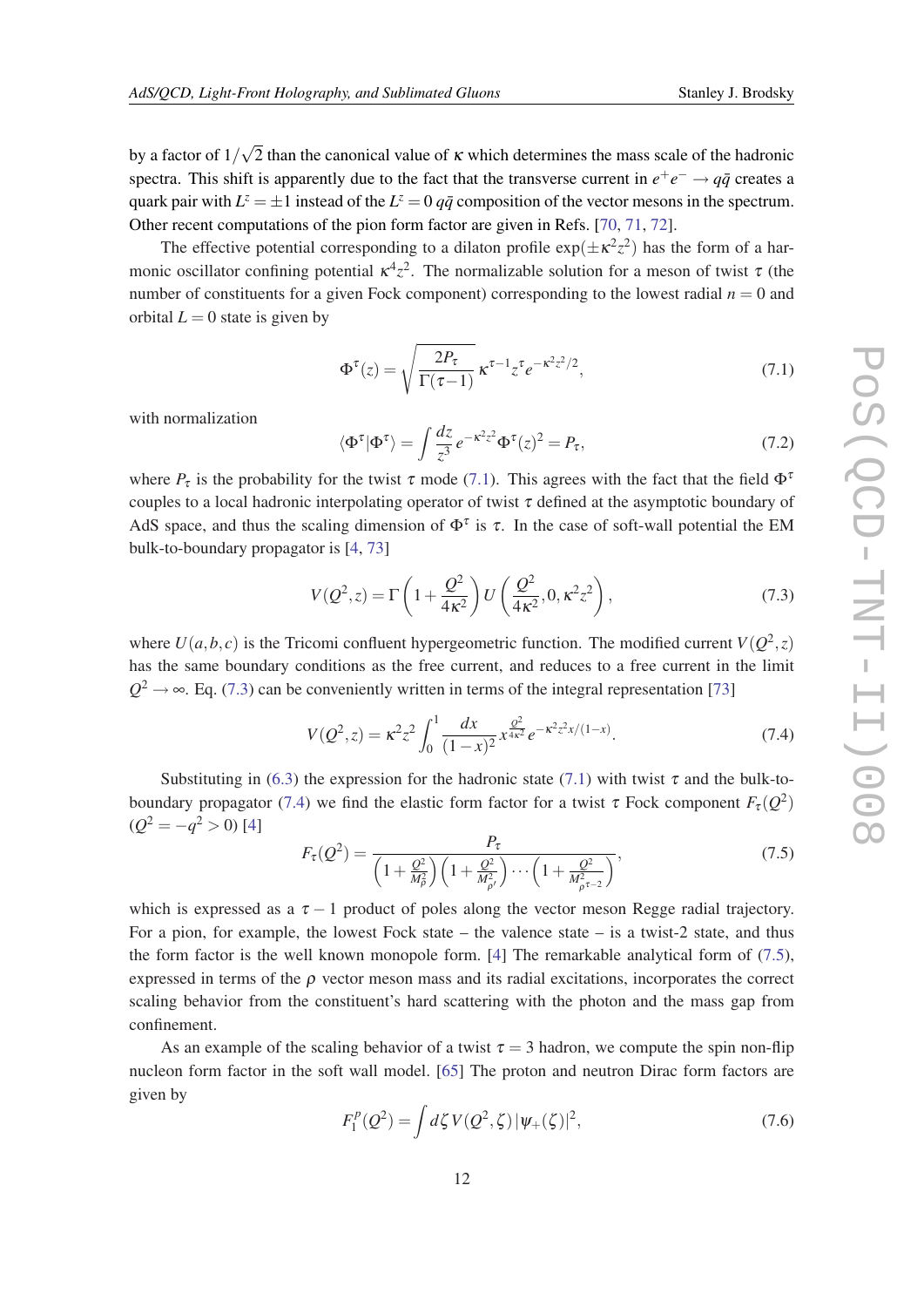by a factor of $1/\sqrt{2}$ than the canonical value of $\kappa$ which determines the mass scale of the hadronic spectra. This shift is apparently due to the fact that the transverse current in $e^+e^- \to q\bar{q}$ creates a quark pair with $L^z = \pm 1$ instead of the $L^z = 0$ $q\bar{q}$ composition of the vector mesons in the spectrum. Other recent computations of the pion form factor are given in Refs. [70, 71, 72].

The effective potential corresponding to a dilaton profile $\exp(\pm\kappa^2 z^2)$ has the form of a harmonic oscillator confining potential $\kappa^4 z^2$. The normalizable solution for a meson of twist $\tau$ (the number of constituents for a given Fock component) corresponding to the lowest radial $n = 0$ and orbital $L = 0$ state is given by

$$\Phi^\tau(z) = \sqrt{\frac{2P_\tau}{\Gamma(\tau-1)}}\, \kappa^{\tau-1} z^\tau e^{-\kappa^2 z^2/2}, \tag{7.1}$$

with normalization

$$\langle \Phi^\tau | \Phi^\tau \rangle = \int \frac{dz}{z^3}\, e^{-\kappa^2 z^2} \Phi^\tau(z)^2 = P_\tau, \tag{7.2}$$

where $P_\tau$ is the probability for the twist $\tau$ mode (7.1). This agrees with the fact that the field $\Phi^\tau$ couples to a local hadronic interpolating operator of twist $\tau$ defined at the asymptotic boundary of AdS space, and thus the scaling dimension of $\Phi^\tau$ is $\tau$. In the case of soft-wall potential the EM bulk-to-boundary propagator is [4, 73]

$$V(Q^2, z) = \Gamma\left(1 + \frac{Q^2}{4\kappa^2}\right) U\left(\frac{Q^2}{4\kappa^2}, 0, \kappa^2 z^2\right), \tag{7.3}$$

where $U(a, b, c)$ is the Tricomi confluent hypergeometric function. The modified current $V(Q^2, z)$ has the same boundary conditions as the free current, and reduces to a free current in the limit $Q^2 \to \infty$. Eq. (7.3) can be conveniently written in terms of the integral representation [73]

$$V(Q^2, z) = \kappa^2 z^2 \int_0^1 \frac{dx}{(1-x)^2}\, x^{\frac{Q^2}{4\kappa^2}} e^{-\kappa^2 z^2 x/(1-x)}. \tag{7.4}$$

Substituting in (6.3) the expression for the hadronic state (7.1) with twist $\tau$ and the bulk-to-boundary propagator (7.4) we find the elastic form factor for a twist $\tau$ Fock component $F_\tau(Q^2)$ ($Q^2 = -q^2 > 0$) [4]

$$F_\tau(Q^2) = \frac{P_\tau}{\left(1 + \frac{Q^2}{M_\rho^2}\right)\left(1 + \frac{Q^2}{M_{\rho'}^2}\right) \cdots \left(1 + \frac{Q^2}{M_{\rho^{\tau-2}}^2}\right)}, \tag{7.5}$$

which is expressed as a $\tau - 1$ product of poles along the vector meson Regge radial trajectory. For a pion, for example, the lowest Fock state – the valence state – is a twist-2 state, and thus the form factor is the well known monopole form. [4] The remarkable analytical form of (7.5), expressed in terms of the $\rho$ vector meson mass and its radial excitations, incorporates the correct scaling behavior from the constituent's hard scattering with the photon and the mass gap from confinement.

As an example of the scaling behavior of a twist $\tau = 3$ hadron, we compute the spin non-flip nucleon form factor in the soft wall model. [65] The proton and neutron Dirac form factors are given by

$$F_1^p(Q^2) = \int d\zeta\, V(Q^2, \zeta)\, |\psi_+(\zeta)|^2, \tag{7.6}$$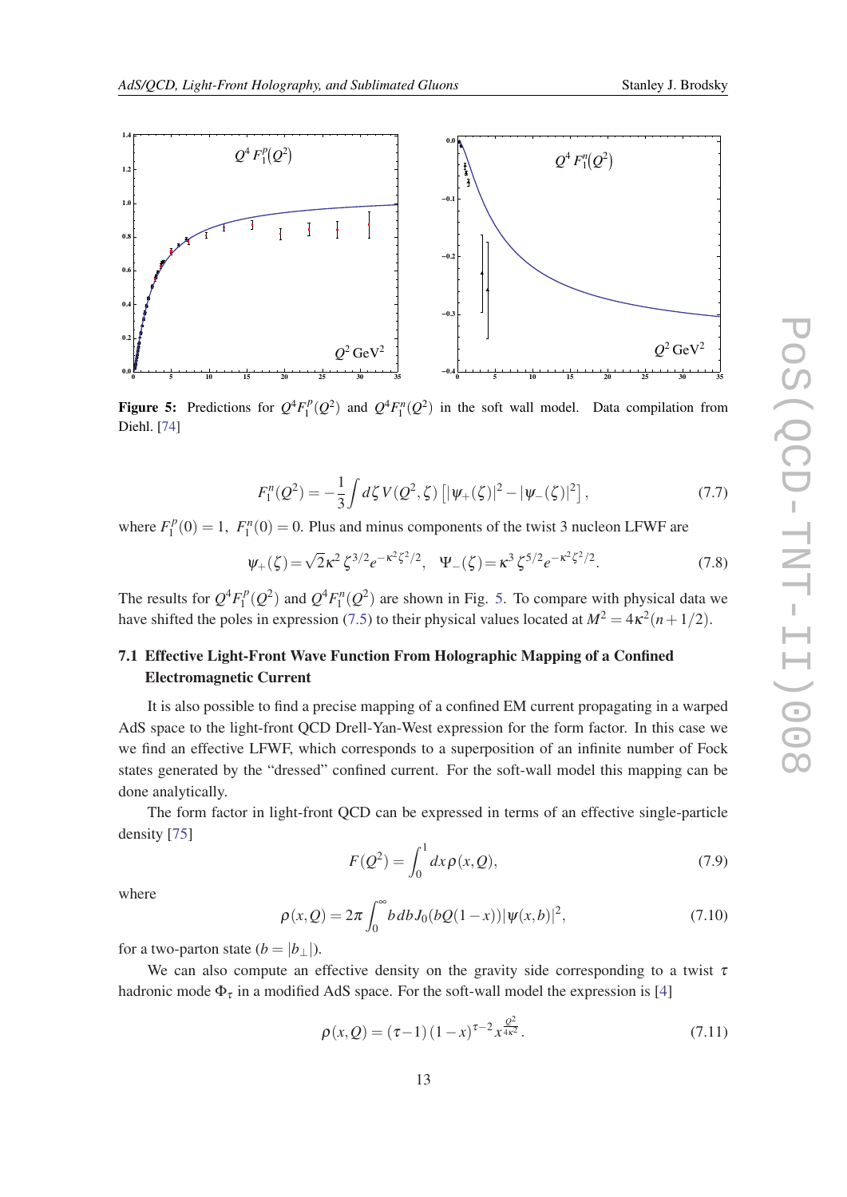Figure 5: Predictions for $Q^4 F_1^p(Q^2)$ and $Q^4 F_1^n(Q^2)$ in the soft wall model. Data compilation from Diehl. [74]

$$F_1^n(Q^2) = -\frac{1}{3}\int d\zeta\, V(Q^2,\zeta)\left[|\psi_+(\zeta)|^2 - |\psi_-(\zeta)|^2\right], \tag{7.7}$$

where $F_1^p(0) = 1,\ F_1^n(0) = 0$. Plus and minus components of the twist 3 nucleon LFWF are

$$\psi_+(\zeta) = \sqrt{2}\kappa^2\,\zeta^{3/2} e^{-\kappa^2\zeta^2/2}, \quad \Psi_-(\zeta) = \kappa^3\,\zeta^{5/2} e^{-\kappa^2\zeta^2/2}. \tag{7.8}$$

The results for $Q^4 F_1^p(Q^2)$ and $Q^4 F_1^n(Q^2)$ are shown in Fig. 5. To compare with physical data we have shifted the poles in expression (7.5) to their physical values located at $M^2 = 4\kappa^2(n+1/2)$.

### 7.1 Effective Light-Front Wave Function From Holographic Mapping of a Confined Electromagnetic Current

It is also possible to find a precise mapping of a confined EM current propagating in a warped AdS space to the light-front QCD Drell-Yan-West expression for the form factor. In this case we we find an effective LFWF, which corresponds to a superposition of an infinite number of Fock states generated by the "dressed" confined current. For the soft-wall model this mapping can be done analytically.

The form factor in light-front QCD can be expressed in terms of an effective single-particle density [75]

$$F(Q^2) = \int_0^1 dx\, \rho(x,Q), \tag{7.9}$$

where

$$\rho(x,Q) = 2\pi\int_0^\infty b\,db\, J_0(bQ(1-x))|\psi(x,b)|^2, \tag{7.10}$$

for a two-parton state ($b = |b_\perp|$).

We can also compute an effective density on the gravity side corresponding to a twist $\tau$ hadronic mode $\Phi_\tau$ in a modified AdS space. For the soft-wall model the expression is [4]

$$\rho(x,Q) = (\tau-1)\,(1-x)^{\tau-2}\, x^{\frac{Q^2}{4\kappa^2}}. \tag{7.11}$$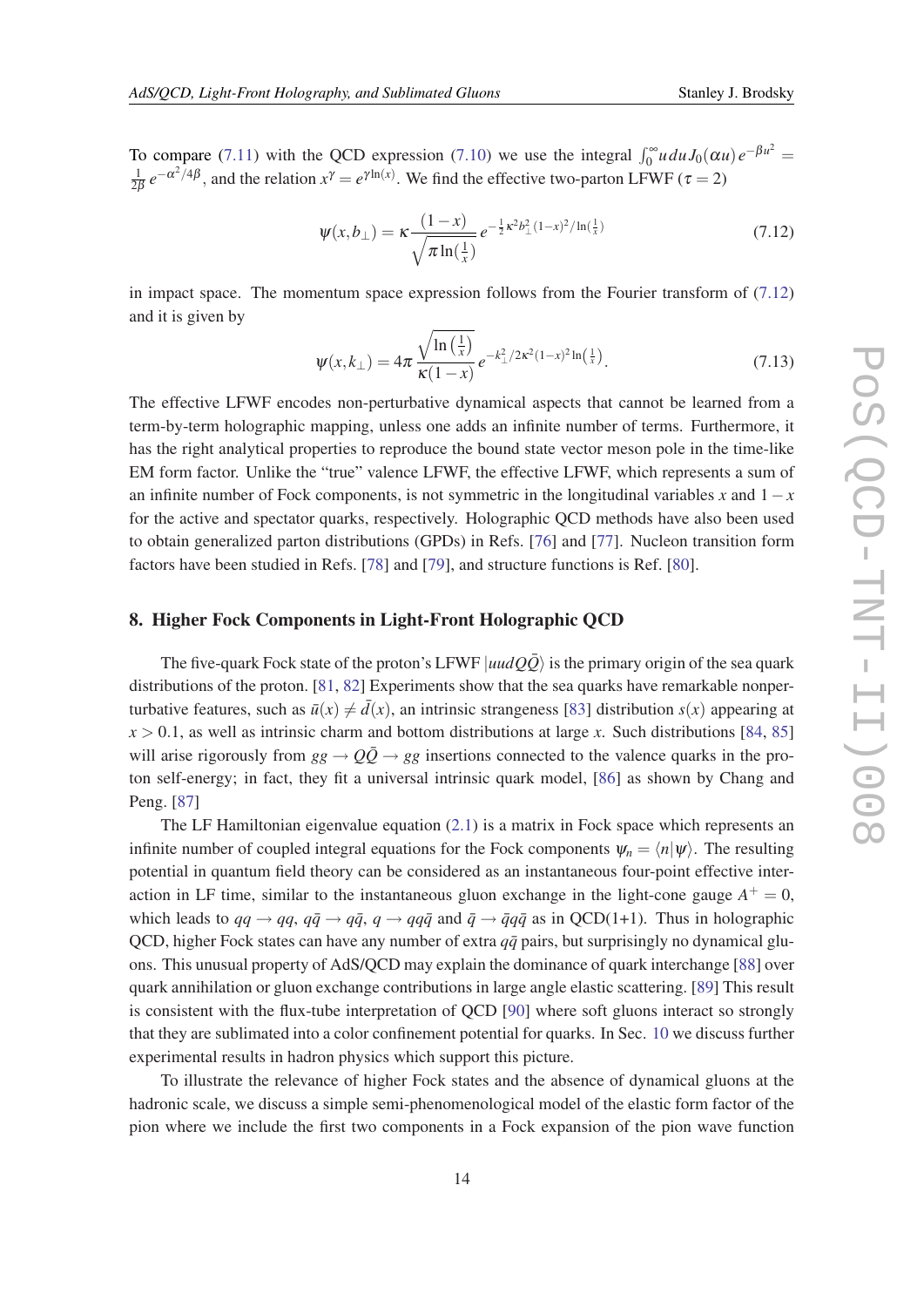To compare (7.11) with the QCD expression (7.10) we use the integral $\int_0^\infty u\,du\,J_0(\alpha u)\,e^{-\beta u^2} = \frac{1}{2\beta}\,e^{-\alpha^2/4\beta}$, and the relation $x^\gamma = e^{\gamma \ln(x)}$. We find the effective two-parton LFWF ($\tau = 2$)

$$\psi(x,b_\perp) = \kappa \frac{(1-x)}{\sqrt{\pi \ln\left(\frac{1}{x}\right)}}\, e^{-\frac{1}{2}\kappa^2 b_\perp^2 (1-x)^2/\ln\left(\frac{1}{x}\right)} \tag{7.12}$$

in impact space. The momentum space expression follows from the Fourier transform of (7.12) and it is given by

$$\psi(x,k_\perp) = 4\pi \frac{\sqrt{\ln\left(\frac{1}{x}\right)}}{\kappa(1-x)}\, e^{-k_\perp^2/2\kappa^2(1-x)^2 \ln\left(\frac{1}{x}\right)}. \tag{7.13}$$

The effective LFWF encodes non-perturbative dynamical aspects that cannot be learned from a term-by-term holographic mapping, unless one adds an infinite number of terms. Furthermore, it has the right analytical properties to reproduce the bound state vector meson pole in the time-like EM form factor. Unlike the "true" valence LFWF, the effective LFWF, which represents a sum of an infinite number of Fock components, is not symmetric in the longitudinal variables $x$ and $1-x$ for the active and spectator quarks, respectively. Holographic QCD methods have also been used to obtain generalized parton distributions (GPDs) in Refs. [76] and [77]. Nucleon transition form factors have been studied in Refs. [78] and [79], and structure functions is Ref. [80].

## 8. Higher Fock Components in Light-Front Holographic QCD

The five-quark Fock state of the proton's LFWF $|uudQ\bar{Q}\rangle$ is the primary origin of the sea quark distributions of the proton. [81, 82] Experiments show that the sea quarks have remarkable nonperturbative features, such as $\bar{u}(x) \neq \bar{d}(x)$, an intrinsic strangeness [83] distribution $s(x)$ appearing at $x > 0.1$, as well as intrinsic charm and bottom distributions at large $x$. Such distributions [84, 85] will arise rigorously from $gg \to Q\bar{Q} \to gg$ insertions connected to the valence quarks in the proton self-energy; in fact, they fit a universal intrinsic quark model, [86] as shown by Chang and Peng. [87]

The LF Hamiltonian eigenvalue equation (2.1) is a matrix in Fock space which represents an infinite number of coupled integral equations for the Fock components $\psi_n = \langle n|\psi\rangle$. The resulting potential in quantum field theory can be considered as an instantaneous four-point effective interaction in LF time, similar to the instantaneous gluon exchange in the light-cone gauge $A^+ = 0$, which leads to $qq \to qq$, $q\bar{q} \to q\bar{q}$, $q \to qq\bar{q}$ and $\bar{q} \to \bar{q}q\bar{q}$ as in QCD(1+1). Thus in holographic QCD, higher Fock states can have any number of extra $q\bar{q}$ pairs, but surprisingly no dynamical gluons. This unusual property of AdS/QCD may explain the dominance of quark interchange [88] over quark annihilation or gluon exchange contributions in large angle elastic scattering. [89] This result is consistent with the flux-tube interpretation of QCD [90] where soft gluons interact so strongly that they are sublimated into a color confinement potential for quarks. In Sec. 10 we discuss further experimental results in hadron physics which support this picture.

To illustrate the relevance of higher Fock states and the absence of dynamical gluons at the hadronic scale, we discuss a simple semi-phenomenological model of the elastic form factor of the pion where we include the first two components in a Fock expansion of the pion wave function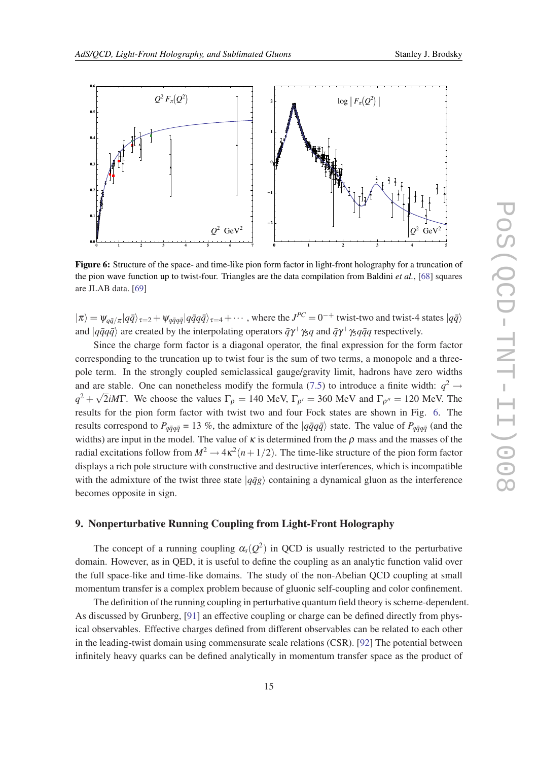Figure 6: Structure of the space- and time-like pion form factor in light-front holography for a truncation of the pion wave function up to twist-four. Triangles are the data compilation from Baldini *et al.*, [68] squares are JLAB data. [69]

$|\pi\rangle = \psi_{q\bar{q}/\pi}|q\bar{q}\rangle_{\tau=2} + \psi_{q\bar{q}q\bar{q}}|q\bar{q}q\bar{q}\rangle_{\tau=4} + \cdots$ , where the $J^{PC} = 0^{-+}$ twist-two and twist-4 states $|q\bar{q}\rangle$ and $|q\bar{q}q\bar{q}\rangle$ are created by the interpolating operators $\bar{q}\gamma^+\gamma_5 q$ and $\bar{q}\gamma^+\gamma_5 q\bar{q}q$ respectively.

Since the charge form factor is a diagonal operator, the final expression for the form factor corresponding to the truncation up to twist four is the sum of two terms, a monopole and a three-pole term. In the strongly coupled semiclassical gauge/gravity limit, hadrons have zero widths and are stable. One can nonetheless modify the formula (7.5) to introduce a finite width: $q^2 \to q^2 + \sqrt{2}iM\Gamma$. We choose the values $\Gamma_\rho = 140$ MeV, $\Gamma_{\rho'} = 360$ MeV and $\Gamma_{\rho''} = 120$ MeV. The results for the pion form factor with twist two and four Fock states are shown in Fig. 6. The results correspond to $P_{q\bar{q}q\bar{q}}$ = 13 %, the admixture of the $|q\bar{q}q\bar{q}\rangle$ state. The value of $P_{q\bar{q}q\bar{q}}$ (and the widths) are input in the model. The value of $\kappa$ is determined from the $\rho$ mass and the masses of the radial excitations follow from $M^2 \to 4\kappa^2(n+1/2)$. The time-like structure of the pion form factor displays a rich pole structure with constructive and destructive interferences, which is incompatible with the admixture of the twist three state $|q\bar{q}g\rangle$ containing a dynamical gluon as the interference becomes opposite in sign.

## 9. Nonperturbative Running Coupling from Light-Front Holography

The concept of a running coupling $\alpha_s(Q^2)$ in QCD is usually restricted to the perturbative domain. However, as in QED, it is useful to define the coupling as an analytic function valid over the full space-like and time-like domains. The study of the non-Abelian QCD coupling at small momentum transfer is a complex problem because of gluonic self-coupling and color confinement.

The definition of the running coupling in perturbative quantum field theory is scheme-dependent. As discussed by Grunberg, [91] an effective coupling or charge can be defined directly from physical observables. Effective charges defined from different observables can be related to each other in the leading-twist domain using commensurate scale relations (CSR). [92] The potential between infinitely heavy quarks can be defined analytically in momentum transfer space as the product of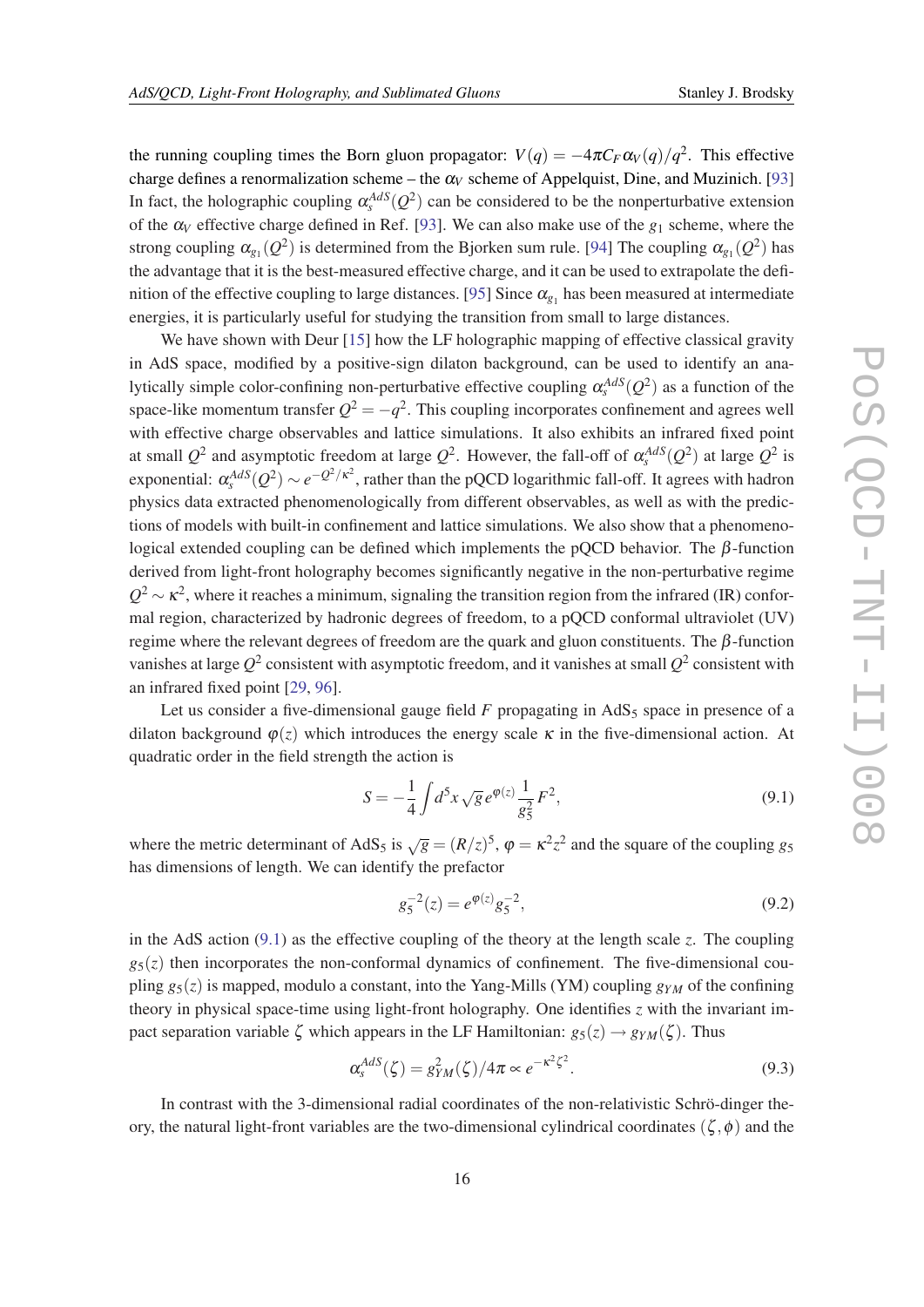the running coupling times the Born gluon propagator: $V(q) = -4\pi C_F \alpha_V(q)/q^2$. This effective charge defines a renormalization scheme – the $\alpha_V$ scheme of Appelquist, Dine, and Muzinich. [93] In fact, the holographic coupling $\alpha_s^{AdS}(Q^2)$ can be considered to be the nonperturbative extension of the $\alpha_V$ effective charge defined in Ref. [93]. We can also make use of the $g_1$ scheme, where the strong coupling $\alpha_{g_1}(Q^2)$ is determined from the Bjorken sum rule. [94] The coupling $\alpha_{g_1}(Q^2)$ has the advantage that it is the best-measured effective charge, and it can be used to extrapolate the definition of the effective coupling to large distances. [95] Since $\alpha_{g_1}$ has been measured at intermediate energies, it is particularly useful for studying the transition from small to large distances.

We have shown with Deur [15] how the LF holographic mapping of effective classical gravity in AdS space, modified by a positive-sign dilaton background, can be used to identify an analytically simple color-confining non-perturbative effective coupling $\alpha_s^{AdS}(Q^2)$ as a function of the space-like momentum transfer $Q^2 = -q^2$. This coupling incorporates confinement and agrees well with effective charge observables and lattice simulations. It also exhibits an infrared fixed point at small $Q^2$ and asymptotic freedom at large $Q^2$. However, the fall-off of $\alpha_s^{AdS}(Q^2)$ at large $Q^2$ is exponential: $\alpha_s^{AdS}(Q^2) \sim e^{-Q^2/\kappa^2}$, rather than the pQCD logarithmic fall-off. It agrees with hadron physics data extracted phenomenologically from different observables, as well as with the predictions of models with built-in confinement and lattice simulations. We also show that a phenomenological extended coupling can be defined which implements the pQCD behavior. The $\beta$-function derived from light-front holography becomes significantly negative in the non-perturbative regime $Q^2 \sim \kappa^2$, where it reaches a minimum, signaling the transition region from the infrared (IR) conformal region, characterized by hadronic degrees of freedom, to a pQCD conformal ultraviolet (UV) regime where the relevant degrees of freedom are the quark and gluon constituents. The $\beta$-function vanishes at large $Q^2$ consistent with asymptotic freedom, and it vanishes at small $Q^2$ consistent with an infrared fixed point [29, 96].

Let us consider a five-dimensional gauge field $F$ propagating in AdS$_5$ space in presence of a dilaton background $\varphi(z)$ which introduces the energy scale $\kappa$ in the five-dimensional action. At quadratic order in the field strength the action is

$$S = -\frac{1}{4}\int d^5x \sqrt{g}\, e^{\varphi(z)} \frac{1}{g_5^2} F^2, \tag{9.1}$$

where the metric determinant of AdS$_5$ is $\sqrt{g} = (R/z)^5$, $\varphi = \kappa^2 z^2$ and the square of the coupling $g_5$ has dimensions of length. We can identify the prefactor

$$g_5^{-2}(z) = e^{\varphi(z)} g_5^{-2}, \tag{9.2}$$

in the AdS action (9.1) as the effective coupling of the theory at the length scale $z$. The coupling $g_5(z)$ then incorporates the non-conformal dynamics of confinement. The five-dimensional coupling $g_5(z)$ is mapped, modulo a constant, into the Yang-Mills (YM) coupling $g_{YM}$ of the confining theory in physical space-time using light-front holography. One identifies $z$ with the invariant impact separation variable $\zeta$ which appears in the LF Hamiltonian: $g_5(z) \to g_{YM}(\zeta)$. Thus

$$\alpha_s^{AdS}(\zeta) = g_{YM}^2(\zeta)/4\pi \propto e^{-\kappa^2\zeta^2}. \tag{9.3}$$

In contrast with the 3-dimensional radial coordinates of the non-relativistic Schrö-dinger theory, the natural light-front variables are the two-dimensional cylindrical coordinates $(\zeta, \phi)$ and the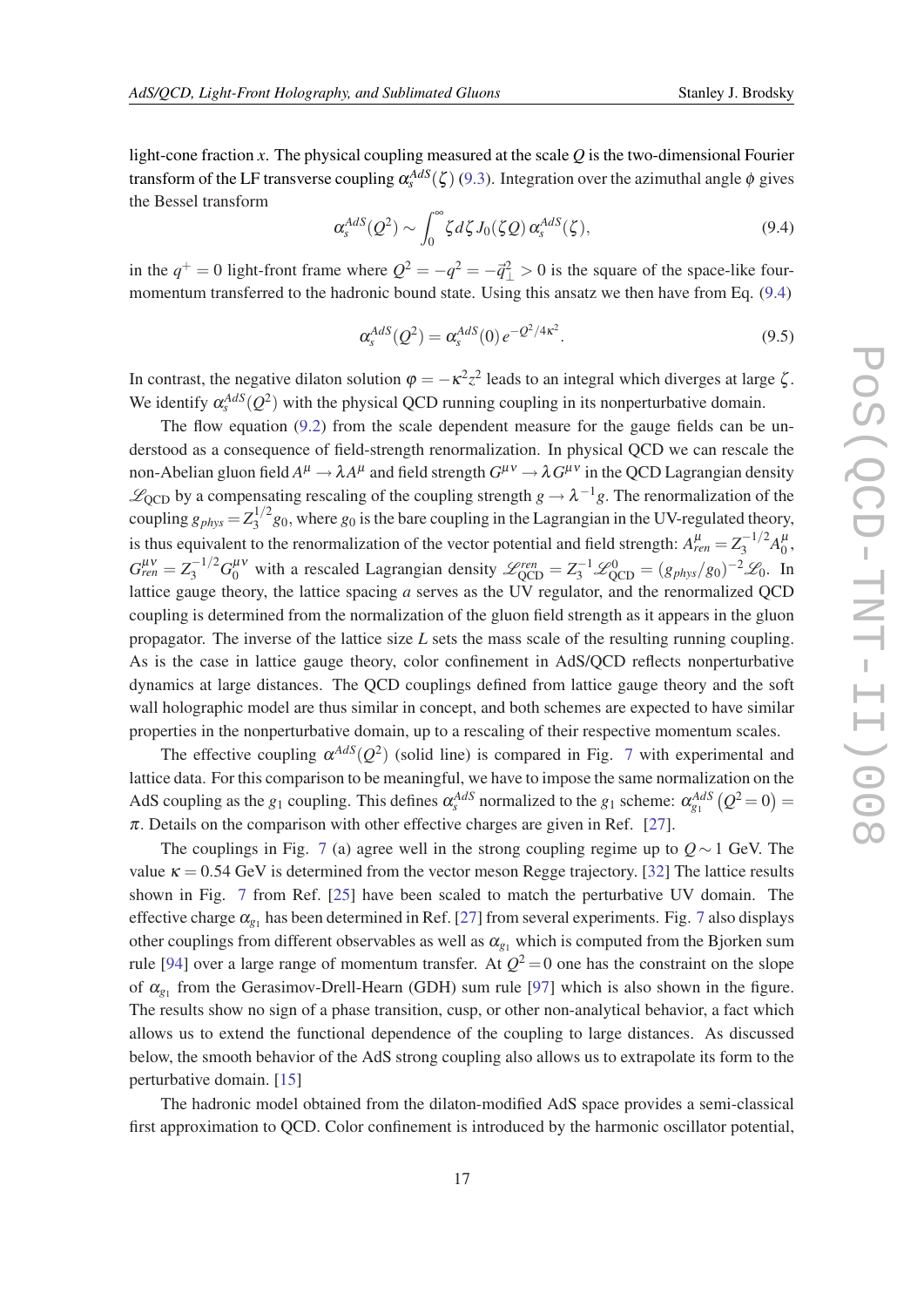light-cone fraction $x$. The physical coupling measured at the scale $Q$ is the two-dimensional Fourier transform of the LF transverse coupling $\alpha_s^{AdS}(\zeta)$ (9.3). Integration over the azimuthal angle $\phi$ gives the Bessel transform

$$\alpha_s^{AdS}(Q^2) \sim \int_0^\infty \zeta d\zeta J_0(\zeta Q)\, \alpha_s^{AdS}(\zeta), \tag{9.4}$$

in the $q^+ = 0$ light-front frame where $Q^2 = -q^2 = -\vec{q}_\perp^{\,2} > 0$ is the square of the space-like four-momentum transferred to the hadronic bound state. Using this ansatz we then have from Eq. (9.4)

$$\alpha_s^{AdS}(Q^2) = \alpha_s^{AdS}(0)\, e^{-Q^2/4\kappa^2}. \tag{9.5}$$

In contrast, the negative dilaton solution $\varphi = -\kappa^2 z^2$ leads to an integral which diverges at large $\zeta$. We identify $\alpha_s^{AdS}(Q^2)$ with the physical QCD running coupling in its nonperturbative domain.

The flow equation (9.2) from the scale dependent measure for the gauge fields can be understood as a consequence of field-strength renormalization. In physical QCD we can rescale the non-Abelian gluon field $A^\mu \to \lambda A^\mu$ and field strength $G^{\mu\nu} \to \lambda G^{\mu\nu}$ in the QCD Lagrangian density $\mathscr{L}_{\rm QCD}$ by a compensating rescaling of the coupling strength $g \to \lambda^{-1} g$. The renormalization of the coupling $g_{phys} = Z_3^{1/2} g_0$, where $g_0$ is the bare coupling in the Lagrangian in the UV-regulated theory, is thus equivalent to the renormalization of the vector potential and field strength: $A^\mu_{ren} = Z_3^{-1/2} A^\mu_0$, $G^{\mu\nu}_{ren} = Z_3^{-1/2} G^{\mu\nu}_0$ with a rescaled Lagrangian density $\mathscr{L}^{ren}_{\rm QCD} = Z_3^{-1} \mathscr{L}^0_{\rm QCD} = (g_{phys}/g_0)^{-2} \mathscr{L}_0$. In lattice gauge theory, the lattice spacing $a$ serves as the UV regulator, and the renormalized QCD coupling is determined from the normalization of the gluon field strength as it appears in the gluon propagator. The inverse of the lattice size $L$ sets the mass scale of the resulting running coupling. As is the case in lattice gauge theory, color confinement in AdS/QCD reflects nonperturbative dynamics at large distances. The QCD couplings defined from lattice gauge theory and the soft wall holographic model are thus similar in concept, and both schemes are expected to have similar properties in the nonperturbative domain, up to a rescaling of their respective momentum scales.

The effective coupling $\alpha^{AdS}(Q^2)$ (solid line) is compared in Fig. 7 with experimental and lattice data. For this comparison to be meaningful, we have to impose the same normalization on the AdS coupling as the $g_1$ coupling. This defines $\alpha_s^{AdS}$ normalized to the $g_1$ scheme: $\alpha_{g_1}^{AdS}\left(Q^2 = 0\right) = \pi$. Details on the comparison with other effective charges are given in Ref. [27].

The couplings in Fig. 7 (a) agree well in the strong coupling regime up to $Q \sim 1$ GeV. The value $\kappa = 0.54$ GeV is determined from the vector meson Regge trajectory. [32] The lattice results shown in Fig. 7 from Ref. [25] have been scaled to match the perturbative UV domain. The effective charge $\alpha_{g_1}$ has been determined in Ref. [27] from several experiments. Fig. 7 also displays other couplings from different observables as well as $\alpha_{g_1}$ which is computed from the Bjorken sum rule [94] over a large range of momentum transfer. At $Q^2 = 0$ one has the constraint on the slope of $\alpha_{g_1}$ from the Gerasimov-Drell-Hearn (GDH) sum rule [97] which is also shown in the figure. The results show no sign of a phase transition, cusp, or other non-analytical behavior, a fact which allows us to extend the functional dependence of the coupling to large distances. As discussed below, the smooth behavior of the AdS strong coupling also allows us to extrapolate its form to the perturbative domain. [15]

The hadronic model obtained from the dilaton-modified AdS space provides a semi-classical first approximation to QCD. Color confinement is introduced by the harmonic oscillator potential,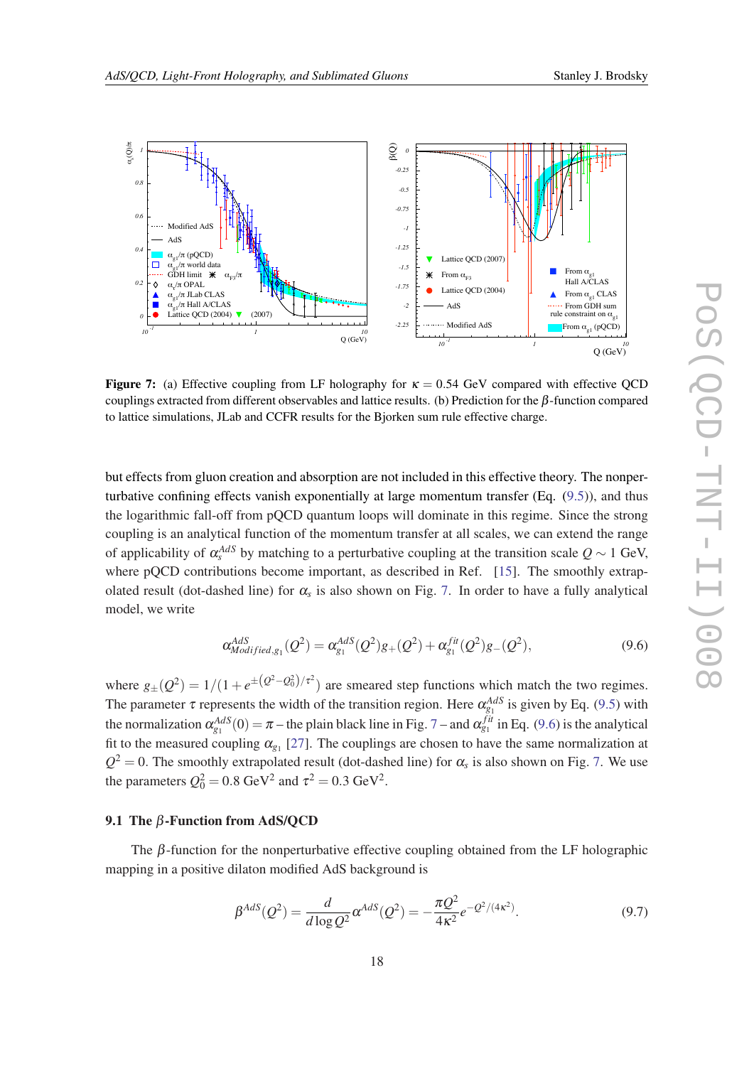**Figure 7:** (a) Effective coupling from LF holography for $\kappa = 0.54$ GeV compared with effective QCD couplings extracted from different observables and lattice results. (b) Prediction for the $\beta$-function compared to lattice simulations, JLab and CCFR results for the Bjorken sum rule effective charge.

but effects from gluon creation and absorption are not included in this effective theory. The nonperturbative confining effects vanish exponentially at large momentum transfer (Eq. (9.5)), and thus the logarithmic fall-off from pQCD quantum loops will dominate in this regime. Since the strong coupling is an analytical function of the momentum transfer at all scales, we can extend the range of applicability of $\alpha_s^{AdS}$ by matching to a perturbative coupling at the transition scale $Q \sim 1$ GeV, where pQCD contributions become important, as described in Ref. [15]. The smoothly extrapolated result (dot-dashed line) for $\alpha_s$ is also shown on Fig. 7. In order to have a fully analytical model, we write

$$\alpha^{AdS}_{Modified,g_1}(Q^2) = \alpha^{AdS}_{g_1}(Q^2) g_+(Q^2) + \alpha^{fit}_{g_1}(Q^2) g_-(Q^2), \tag{9.6}$$

where $g_\pm(Q^2) = 1/(1 + e^{\pm\left(Q^2 - Q_0^2\right)/\tau^2})$ are smeared step functions which match the two regimes. The parameter $\tau$ represents the width of the transition region. Here $\alpha^{AdS}_{g_1}$ is given by Eq. (9.5) with the normalization $\alpha^{AdS}_{g_1}(0) = \pi$ – the plain black line in Fig. 7 – and $\alpha^{fit}_{g_1}$ in Eq. (9.6) is the analytical fit to the measured coupling $\alpha_{g_1}$ [27]. The couplings are chosen to have the same normalization at $Q^2 = 0$. The smoothly extrapolated result (dot-dashed line) for $\alpha_s$ is also shown on Fig. 7. We use the parameters $Q_0^2 = 0.8\ \text{GeV}^2$ and $\tau^2 = 0.3\ \text{GeV}^2$.

### 9.1 The $\beta$-Function from AdS/QCD

The $\beta$-function for the nonperturbative effective coupling obtained from the LF holographic mapping in a positive dilaton modified AdS background is

$$\beta^{AdS}(Q^2) = \frac{d}{d\log Q^2}\alpha^{AdS}(Q^2) = -\frac{\pi Q^2}{4\kappa^2} e^{-Q^2/(4\kappa^2)}. \tag{9.7}$$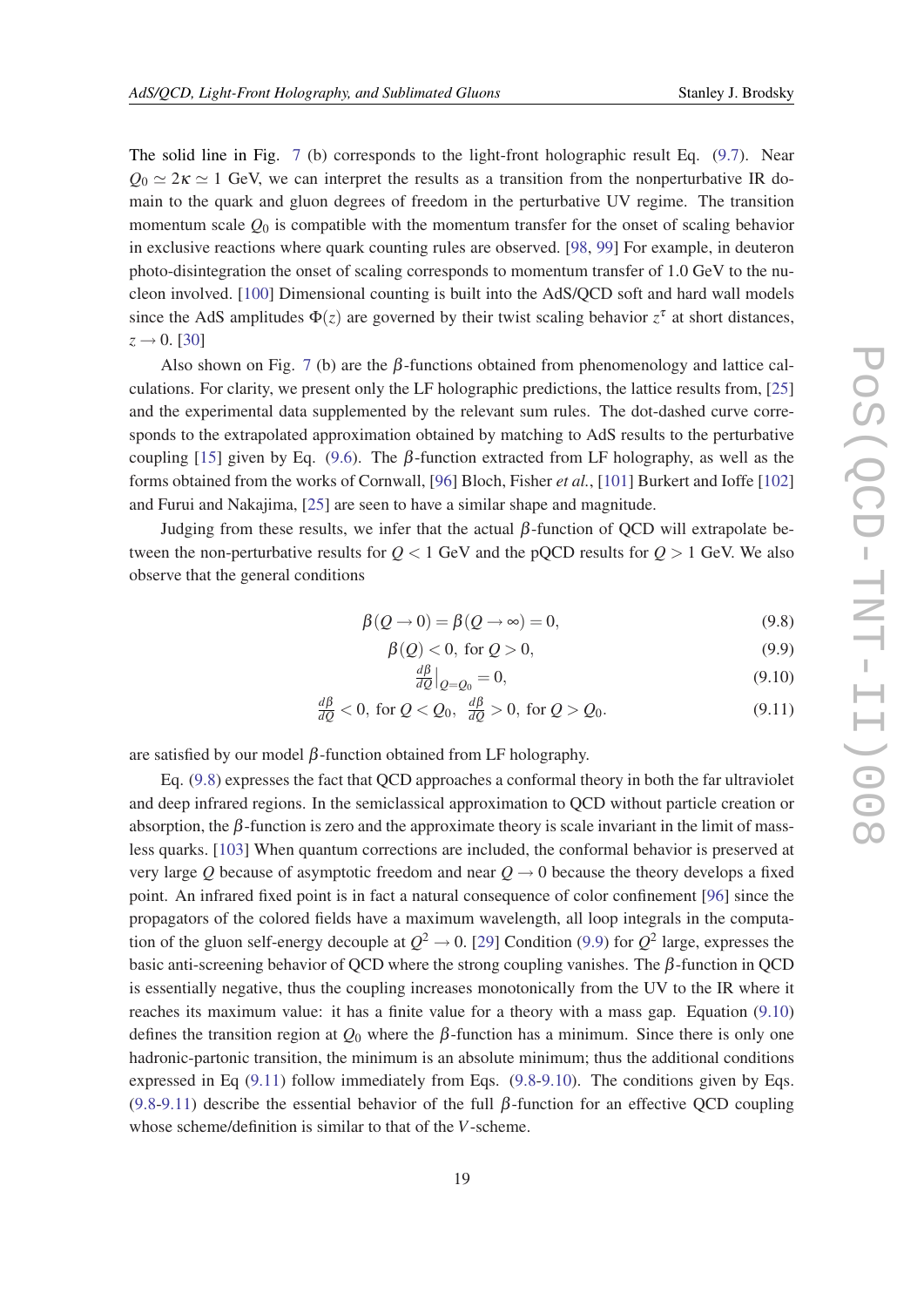The solid line in Fig. 7 (b) corresponds to the light-front holographic result Eq. (9.7). Near $Q_0 \simeq 2\kappa \simeq 1$ GeV, we can interpret the results as a transition from the nonperturbative IR domain to the quark and gluon degrees of freedom in the perturbative UV regime. The transition momentum scale $Q_0$ is compatible with the momentum transfer for the onset of scaling behavior in exclusive reactions where quark counting rules are observed. [98, 99] For example, in deuteron photo-disintegration the onset of scaling corresponds to momentum transfer of 1.0 GeV to the nucleon involved. [100] Dimensional counting is built into the AdS/QCD soft and hard wall models since the AdS amplitudes $\Phi(z)$ are governed by their twist scaling behavior $z^\tau$ at short distances, $z \to 0$. [30]

Also shown on Fig. 7 (b) are the $\beta$-functions obtained from phenomenology and lattice calculations. For clarity, we present only the LF holographic predictions, the lattice results from, [25] and the experimental data supplemented by the relevant sum rules. The dot-dashed curve corresponds to the extrapolated approximation obtained by matching to AdS results to the perturbative coupling [15] given by Eq. (9.6). The $\beta$-function extracted from LF holography, as well as the forms obtained from the works of Cornwall, [96] Bloch, Fisher *et al.*, [101] Burkert and Ioffe [102] and Furui and Nakajima, [25] are seen to have a similar shape and magnitude.

Judging from these results, we infer that the actual $\beta$-function of QCD will extrapolate between the non-perturbative results for $Q < 1$ GeV and the pQCD results for $Q > 1$ GeV. We also observe that the general conditions

$$\beta(Q \to 0) = \beta(Q \to \infty) = 0, \tag{9.8}$$

$$\beta(Q) < 0, \text{ for } Q > 0, \tag{9.9}$$

$$\frac{d\beta}{dQ}\Big|_{Q=Q_0} = 0, \tag{9.10}$$

$$\frac{d\beta}{dQ} < 0, \text{ for } Q < Q_0, \ \ \frac{d\beta}{dQ} > 0, \text{ for } Q > Q_0. \tag{9.11}$$

are satisfied by our model $\beta$-function obtained from LF holography.

Eq. (9.8) expresses the fact that QCD approaches a conformal theory in both the far ultraviolet and deep infrared regions. In the semiclassical approximation to QCD without particle creation or absorption, the $\beta$-function is zero and the approximate theory is scale invariant in the limit of massless quarks. [103] When quantum corrections are included, the conformal behavior is preserved at very large $Q$ because of asymptotic freedom and near $Q \to 0$ because the theory develops a fixed point. An infrared fixed point is in fact a natural consequence of color confinement [96] since the propagators of the colored fields have a maximum wavelength, all loop integrals in the computation of the gluon self-energy decouple at $Q^2 \to 0$. [29] Condition (9.9) for $Q^2$ large, expresses the basic anti-screening behavior of QCD where the strong coupling vanishes. The $\beta$-function in QCD is essentially negative, thus the coupling increases monotonically from the UV to the IR where it reaches its maximum value: it has a finite value for a theory with a mass gap. Equation (9.10) defines the transition region at $Q_0$ where the $\beta$-function has a minimum. Since there is only one hadronic-partonic transition, the minimum is an absolute minimum; thus the additional conditions expressed in Eq (9.11) follow immediately from Eqs. (9.8-9.10). The conditions given by Eqs. (9.8-9.11) describe the essential behavior of the full $\beta$-function for an effective QCD coupling whose scheme/definition is similar to that of the $V$-scheme.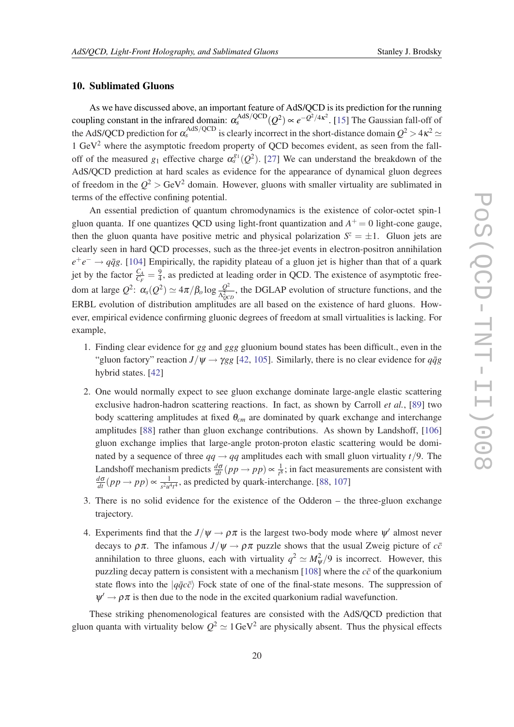## 10. Sublimated Gluons

As we have discussed above, an important feature of AdS/QCD is its prediction for the running coupling constant in the infrared domain: $\alpha_s^{\rm AdS/QCD}(Q^2) \propto e^{-Q^2/4\kappa^2}$. [15] The Gaussian fall-off of the AdS/QCD prediction for $\alpha_s^{\rm AdS/QCD}$ is clearly incorrect in the short-distance domain $Q^2 > 4\kappa^2 \simeq 1$ GeV$^2$ where the asymptotic freedom property of QCD becomes evident, as seen from the fall-off of the measured $g_1$ effective charge $\alpha_s^{g_1}(Q^2)$. [27] We can understand the breakdown of the AdS/QCD prediction at hard scales as evidence for the appearance of dynamical gluon degrees of freedom in the $Q^2 >$ GeV$^2$ domain. However, gluons with smaller virtuality are sublimated in terms of the effective confining potential.

An essential prediction of quantum chromodynamics is the existence of color-octet spin-1 gluon quanta. If one quantizes QCD using light-front quantization and $A^+ = 0$ light-cone gauge, then the gluon quanta have positive metric and physical polarization $S^z = \pm 1$. Gluon jets are clearly seen in hard QCD processes, such as the three-jet events in electron-positron annihilation $e^+e^- \to q\bar{q}g$. [104] Empirically, the rapidity plateau of a gluon jet is higher than that of a quark jet by the factor $\frac{C_A}{C_F} = \frac{9}{4}$, as predicted at leading order in QCD. The existence of asymptotic freedom at large $Q^2$: $\alpha_s(Q^2) \simeq 4\pi/\beta_o \log \frac{Q^2}{\Lambda^2_{QCD}}$, the DGLAP evolution of structure functions, and the ERBL evolution of distribution amplitudes are all based on the existence of hard gluons. However, empirical evidence confirming gluonic degrees of freedom at small virtualities is lacking. For example,

1. Finding clear evidence for $gg$ and $ggg$ gluonium bound states has been difficult., even in the "gluon factory" reaction $J/\psi \to \gamma gg$ [42, 105]. Similarly, there is no clear evidence for $q\bar{q}g$ hybrid states. [42]

2. One would normally expect to see gluon exchange dominate large-angle elastic scattering exclusive hadron-hadron scattering reactions. In fact, as shown by Carroll *et al.*, [89] two body scattering amplitudes at fixed $\theta_{cm}$ are dominated by quark exchange and interchange amplitudes [88] rather than gluon exchange contributions. As shown by Landshoff, [106] gluon exchange implies that large-angle proton-proton elastic scattering would be dominated by a sequence of three $qq \to qq$ amplitudes each with small gluon virtuality $t/9$. The Landshoff mechanism predicts $\frac{d\sigma}{dt}(pp \to pp) \propto \frac{1}{t^8}$; in fact measurements are consistent with $\frac{d\sigma}{dt}(pp \to pp) \propto \frac{1}{s^2 u^4 t^4}$, as predicted by quark-interchange. [88, 107]

3. There is no solid evidence for the existence of the Odderon – the three-gluon exchange trajectory.

4. Experiments find that the $J/\psi \to \rho\pi$ is the largest two-body mode where $\psi'$ almost never decays to $\rho\pi$. The infamous $J/\psi \to \rho\pi$ puzzle shows that the usual Zweig picture of $c\bar{c}$ annihilation to three gluons, each with virtuality $q^2 \simeq M^2_\psi/9$ is incorrect. However, this puzzling decay pattern is consistent with a mechanism [108] where the $c\bar{c}$ of the quarkonium state flows into the $|q\bar{q}c\bar{c}\rangle$ Fock state of one of the final-state mesons. The suppression of $\psi' \to \rho\pi$ is then due to the node in the excited quarkonium radial wavefunction.

These striking phenomenological features are consisted with the AdS/QCD prediction that gluon quanta with virtuality below $Q^2 \simeq 1\,\text{GeV}^2$ are physically absent. Thus the physical effects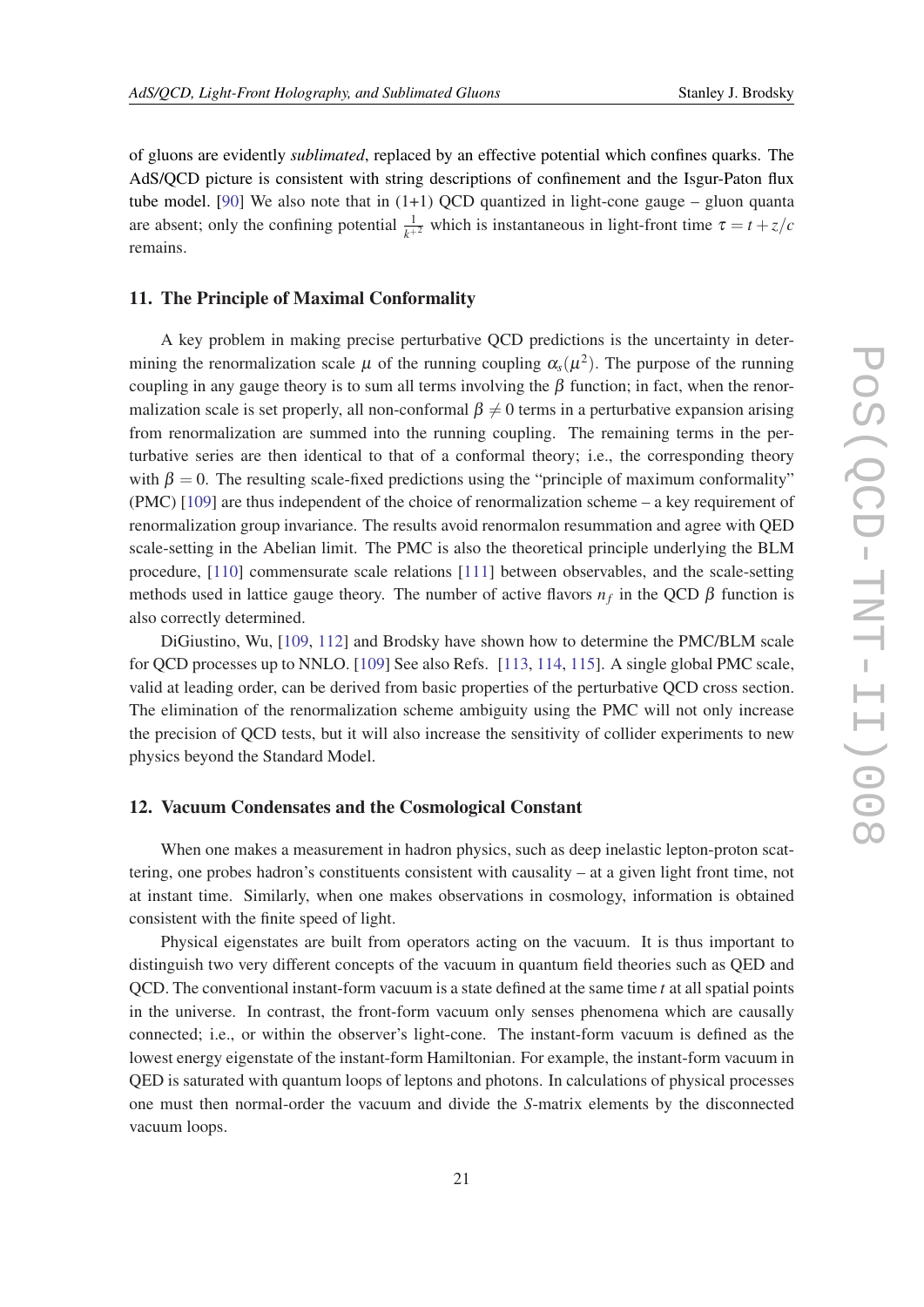of gluons are evidently *sublimated*, replaced by an effective potential which confines quarks. The AdS/QCD picture is consistent with string descriptions of confinement and the Isgur-Paton flux tube model. [90] We also note that in (1+1) QCD quantized in light-cone gauge – gluon quanta are absent; only the confining potential $\frac{1}{k^{+2}}$ which is instantaneous in light-front time $\tau = t + z/c$ remains.

## 11. The Principle of Maximal Conformality

A key problem in making precise perturbative QCD predictions is the uncertainty in determining the renormalization scale $\mu$ of the running coupling $\alpha_s(\mu^2)$. The purpose of the running coupling in any gauge theory is to sum all terms involving the $\beta$ function; in fact, when the renormalization scale is set properly, all non-conformal $\beta \neq 0$ terms in a perturbative expansion arising from renormalization are summed into the running coupling. The remaining terms in the perturbative series are then identical to that of a conformal theory; i.e., the corresponding theory with $\beta = 0$. The resulting scale-fixed predictions using the "principle of maximum conformality" (PMC) [109] are thus independent of the choice of renormalization scheme – a key requirement of renormalization group invariance. The results avoid renormalon resummation and agree with QED scale-setting in the Abelian limit. The PMC is also the theoretical principle underlying the BLM procedure, [110] commensurate scale relations [111] between observables, and the scale-setting methods used in lattice gauge theory. The number of active flavors $n_f$ in the QCD $\beta$ function is also correctly determined.

DiGiustino, Wu, [109, 112] and Brodsky have shown how to determine the PMC/BLM scale for QCD processes up to NNLO. [109] See also Refs. [113, 114, 115]. A single global PMC scale, valid at leading order, can be derived from basic properties of the perturbative QCD cross section. The elimination of the renormalization scheme ambiguity using the PMC will not only increase the precision of QCD tests, but it will also increase the sensitivity of collider experiments to new physics beyond the Standard Model.

## 12. Vacuum Condensates and the Cosmological Constant

When one makes a measurement in hadron physics, such as deep inelastic lepton-proton scattering, one probes hadron's constituents consistent with causality – at a given light front time, not at instant time. Similarly, when one makes observations in cosmology, information is obtained consistent with the finite speed of light.

Physical eigenstates are built from operators acting on the vacuum. It is thus important to distinguish two very different concepts of the vacuum in quantum field theories such as QED and QCD. The conventional instant-form vacuum is a state defined at the same time $t$ at all spatial points in the universe. In contrast, the front-form vacuum only senses phenomena which are causally connected; i.e., or within the observer's light-cone. The instant-form vacuum is defined as the lowest energy eigenstate of the instant-form Hamiltonian. For example, the instant-form vacuum in QED is saturated with quantum loops of leptons and photons. In calculations of physical processes one must then normal-order the vacuum and divide the *S*-matrix elements by the disconnected vacuum loops.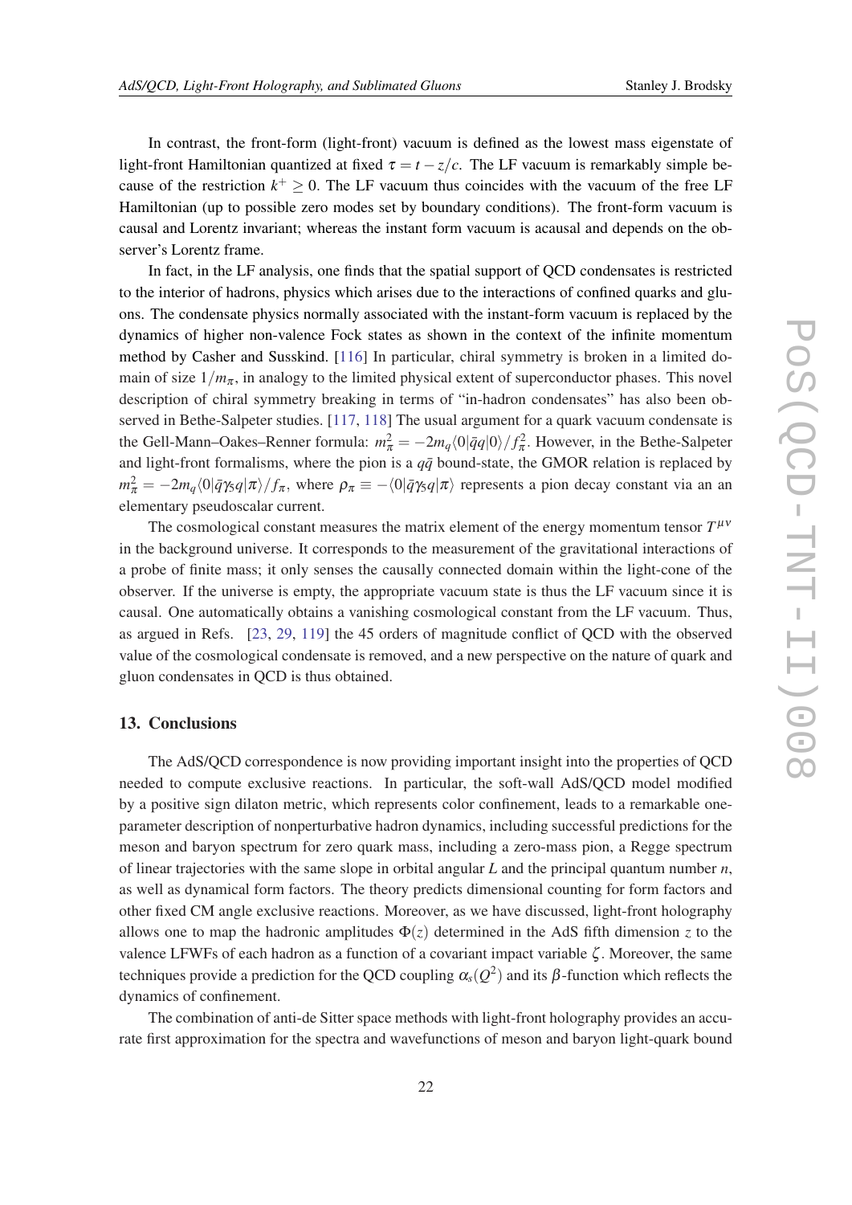In contrast, the front-form (light-front) vacuum is defined as the lowest mass eigenstate of light-front Hamiltonian quantized at fixed $\tau = t - z/c$. The LF vacuum is remarkably simple because of the restriction $k^+ \geq 0$. The LF vacuum thus coincides with the vacuum of the free LF Hamiltonian (up to possible zero modes set by boundary conditions). The front-form vacuum is causal and Lorentz invariant; whereas the instant form vacuum is acausal and depends on the observer's Lorentz frame.

In fact, in the LF analysis, one finds that the spatial support of QCD condensates is restricted to the interior of hadrons, physics which arises due to the interactions of confined quarks and gluons. The condensate physics normally associated with the instant-form vacuum is replaced by the dynamics of higher non-valence Fock states as shown in the context of the infinite momentum method by Casher and Susskind. [116] In particular, chiral symmetry is broken in a limited domain of size $1/m_\pi$, in analogy to the limited physical extent of superconductor phases. This novel description of chiral symmetry breaking in terms of "in-hadron condensates" has also been observed in Bethe-Salpeter studies. [117, 118] The usual argument for a quark vacuum condensate is the Gell-Mann–Oakes–Renner formula: $m_\pi^2 = -2m_q \langle 0|\bar{q}q|0\rangle / f_\pi^2$. However, in the Bethe-Salpeter and light-front formalisms, where the pion is a $q\bar{q}$ bound-state, the GMOR relation is replaced by $m_\pi^2 = -2m_q \langle 0|\bar{q}\gamma_5 q|\pi\rangle / f_\pi$, where $\rho_\pi \equiv -\langle 0|\bar{q}\gamma_5 q|\pi\rangle$ represents a pion decay constant via an an elementary pseudoscalar current.

The cosmological constant measures the matrix element of the energy momentum tensor $T^{\mu\nu}$ in the background universe. It corresponds to the measurement of the gravitational interactions of a probe of finite mass; it only senses the causally connected domain within the light-cone of the observer. If the universe is empty, the appropriate vacuum state is thus the LF vacuum since it is causal. One automatically obtains a vanishing cosmological constant from the LF vacuum. Thus, as argued in Refs. [23, 29, 119] the 45 orders of magnitude conflict of QCD with the observed value of the cosmological condensate is removed, and a new perspective on the nature of quark and gluon condensates in QCD is thus obtained.

## 13. Conclusions

The AdS/QCD correspondence is now providing important insight into the properties of QCD needed to compute exclusive reactions. In particular, the soft-wall AdS/QCD model modified by a positive sign dilaton metric, which represents color confinement, leads to a remarkable one-parameter description of nonperturbative hadron dynamics, including successful predictions for the meson and baryon spectrum for zero quark mass, including a zero-mass pion, a Regge spectrum of linear trajectories with the same slope in orbital angular $L$ and the principal quantum number $n$, as well as dynamical form factors. The theory predicts dimensional counting for form factors and other fixed CM angle exclusive reactions. Moreover, as we have discussed, light-front holography allows one to map the hadronic amplitudes $\Phi(z)$ determined in the AdS fifth dimension $z$ to the valence LFWFs of each hadron as a function of a covariant impact variable $\zeta$. Moreover, the same techniques provide a prediction for the QCD coupling $\alpha_s(Q^2)$ and its $\beta$-function which reflects the dynamics of confinement.

The combination of anti-de Sitter space methods with light-front holography provides an accurate first approximation for the spectra and wavefunctions of meson and baryon light-quark bound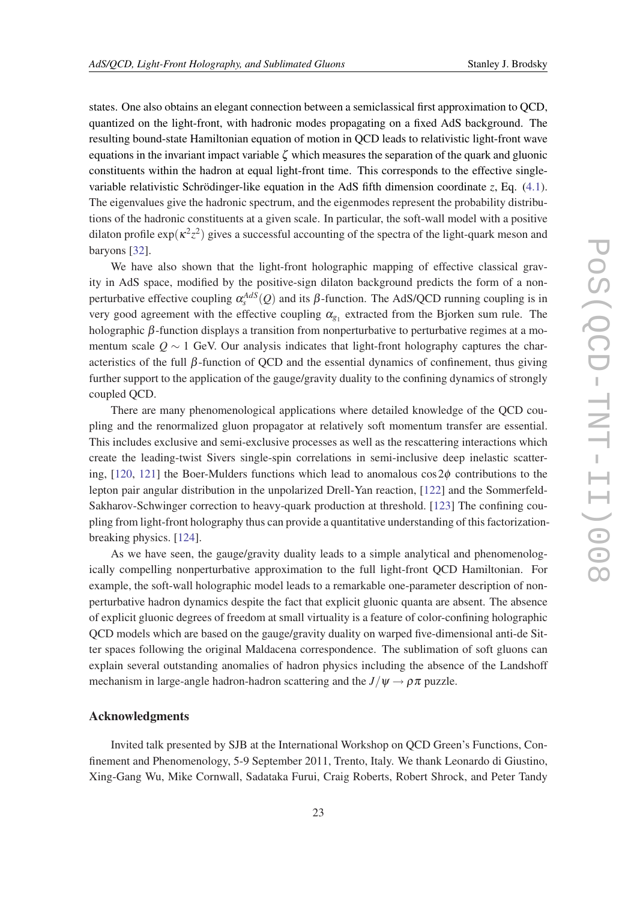states. One also obtains an elegant connection between a semiclassical first approximation to QCD, quantized on the light-front, with hadronic modes propagating on a fixed AdS background. The resulting bound-state Hamiltonian equation of motion in QCD leads to relativistic light-front wave equations in the invariant impact variable $\zeta$ which measures the separation of the quark and gluonic constituents within the hadron at equal light-front time. This corresponds to the effective single-variable relativistic Schrödinger-like equation in the AdS fifth dimension coordinate $z$, Eq. (4.1). The eigenvalues give the hadronic spectrum, and the eigenmodes represent the probability distributions of the hadronic constituents at a given scale. In particular, the soft-wall model with a positive dilaton profile $\exp(\kappa^2 z^2)$ gives a successful accounting of the spectra of the light-quark meson and baryons [32].

We have also shown that the light-front holographic mapping of effective classical gravity in AdS space, modified by the positive-sign dilaton background predicts the form of a non-perturbative effective coupling $\alpha_s^{AdS}(Q)$ and its $\beta$-function. The AdS/QCD running coupling is in very good agreement with the effective coupling $\alpha_{g_1}$ extracted from the Bjorken sum rule. The holographic $\beta$-function displays a transition from nonperturbative to perturbative regimes at a momentum scale $Q \sim 1$ GeV. Our analysis indicates that light-front holography captures the characteristics of the full $\beta$-function of QCD and the essential dynamics of confinement, thus giving further support to the application of the gauge/gravity duality to the confining dynamics of strongly coupled QCD.

There are many phenomenological applications where detailed knowledge of the QCD coupling and the renormalized gluon propagator at relatively soft momentum transfer are essential. This includes exclusive and semi-exclusive processes as well as the rescattering interactions which create the leading-twist Sivers single-spin correlations in semi-inclusive deep inelastic scattering, [120, 121] the Boer-Mulders functions which lead to anomalous $\cos 2\phi$ contributions to the lepton pair angular distribution in the unpolarized Drell-Yan reaction, [122] and the Sommerfeld-Sakharov-Schwinger correction to heavy-quark production at threshold. [123] The confining coupling from light-front holography thus can provide a quantitative understanding of this factorization-breaking physics. [124].

As we have seen, the gauge/gravity duality leads to a simple analytical and phenomenologically compelling nonperturbative approximation to the full light-front QCD Hamiltonian. For example, the soft-wall holographic model leads to a remarkable one-parameter description of nonperturbative hadron dynamics despite the fact that explicit gluonic quanta are absent. The absence of explicit gluonic degrees of freedom at small virtuality is a feature of color-confining holographic QCD models which are based on the gauge/gravity duality on warped five-dimensional anti-de Sitter spaces following the original Maldacena correspondence. The sublimation of soft gluons can explain several outstanding anomalies of hadron physics including the absence of the Landshoff mechanism in large-angle hadron-hadron scattering and the $J/\psi \to \rho\pi$ puzzle.

## Acknowledgments

Invited talk presented by SJB at the International Workshop on QCD Green's Functions, Confinement and Phenomenology, 5-9 September 2011, Trento, Italy. We thank Leonardo di Giustino, Xing-Gang Wu, Mike Cornwall, Sadataka Furui, Craig Roberts, Robert Shrock, and Peter Tandy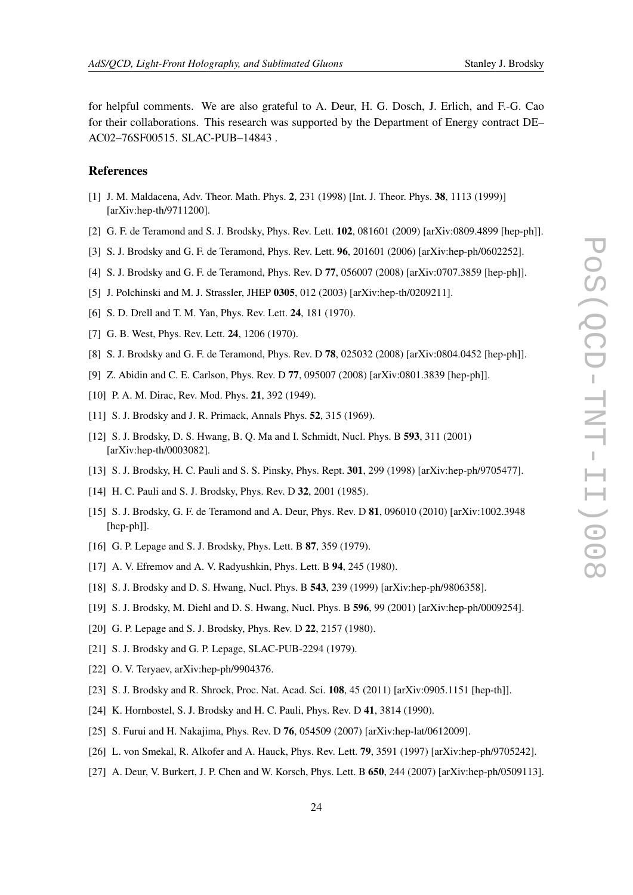for helpful comments. We are also grateful to A. Deur, H. G. Dosch, J. Erlich, and F.-G. Cao for their collaborations. This research was supported by the Department of Energy contract DE–AC02–76SF00515. SLAC-PUB–14843 .

## References

[1] J. M. Maldacena, Adv. Theor. Math. Phys. **2**, 231 (1998) [Int. J. Theor. Phys. **38**, 1113 (1999)] [arXiv:hep-th/9711200].

[2] G. F. de Teramond and S. J. Brodsky, Phys. Rev. Lett. **102**, 081601 (2009) [arXiv:0809.4899 [hep-ph]].

[3] S. J. Brodsky and G. F. de Teramond, Phys. Rev. Lett. **96**, 201601 (2006) [arXiv:hep-ph/0602252].

[4] S. J. Brodsky and G. F. de Teramond, Phys. Rev. D **77**, 056007 (2008) [arXiv:0707.3859 [hep-ph]].

[5] J. Polchinski and M. J. Strassler, JHEP **0305**, 012 (2003) [arXiv:hep-th/0209211].

[6] S. D. Drell and T. M. Yan, Phys. Rev. Lett. **24**, 181 (1970).

[7] G. B. West, Phys. Rev. Lett. **24**, 1206 (1970).

[8] S. J. Brodsky and G. F. de Teramond, Phys. Rev. D **78**, 025032 (2008) [arXiv:0804.0452 [hep-ph]].

[9] Z. Abidin and C. E. Carlson, Phys. Rev. D **77**, 095007 (2008) [arXiv:0801.3839 [hep-ph]].

[10] P. A. M. Dirac, Rev. Mod. Phys. **21**, 392 (1949).

[11] S. J. Brodsky and J. R. Primack, Annals Phys. **52**, 315 (1969).

[12] S. J. Brodsky, D. S. Hwang, B. Q. Ma and I. Schmidt, Nucl. Phys. B **593**, 311 (2001) [arXiv:hep-th/0003082].

[13] S. J. Brodsky, H. C. Pauli and S. S. Pinsky, Phys. Rept. **301**, 299 (1998) [arXiv:hep-ph/9705477].

[14] H. C. Pauli and S. J. Brodsky, Phys. Rev. D **32**, 2001 (1985).

[15] S. J. Brodsky, G. F. de Teramond and A. Deur, Phys. Rev. D **81**, 096010 (2010) [arXiv:1002.3948 [hep-ph]].

[16] G. P. Lepage and S. J. Brodsky, Phys. Lett. B **87**, 359 (1979).

[17] A. V. Efremov and A. V. Radyushkin, Phys. Lett. B **94**, 245 (1980).

[18] S. J. Brodsky and D. S. Hwang, Nucl. Phys. B **543**, 239 (1999) [arXiv:hep-ph/9806358].

[19] S. J. Brodsky, M. Diehl and D. S. Hwang, Nucl. Phys. B **596**, 99 (2001) [arXiv:hep-ph/0009254].

[20] G. P. Lepage and S. J. Brodsky, Phys. Rev. D **22**, 2157 (1980).

[21] S. J. Brodsky and G. P. Lepage, SLAC-PUB-2294 (1979).

[22] O. V. Teryaev, arXiv:hep-ph/9904376.

[23] S. J. Brodsky and R. Shrock, Proc. Nat. Acad. Sci. **108**, 45 (2011) [arXiv:0905.1151 [hep-th]].

[24] K. Hornbostel, S. J. Brodsky and H. C. Pauli, Phys. Rev. D **41**, 3814 (1990).

[25] S. Furui and H. Nakajima, Phys. Rev. D **76**, 054509 (2007) [arXiv:hep-lat/0612009].

[26] L. von Smekal, R. Alkofer and A. Hauck, Phys. Rev. Lett. **79**, 3591 (1997) [arXiv:hep-ph/9705242].

[27] A. Deur, V. Burkert, J. P. Chen and W. Korsch, Phys. Lett. B **650**, 244 (2007) [arXiv:hep-ph/0509113].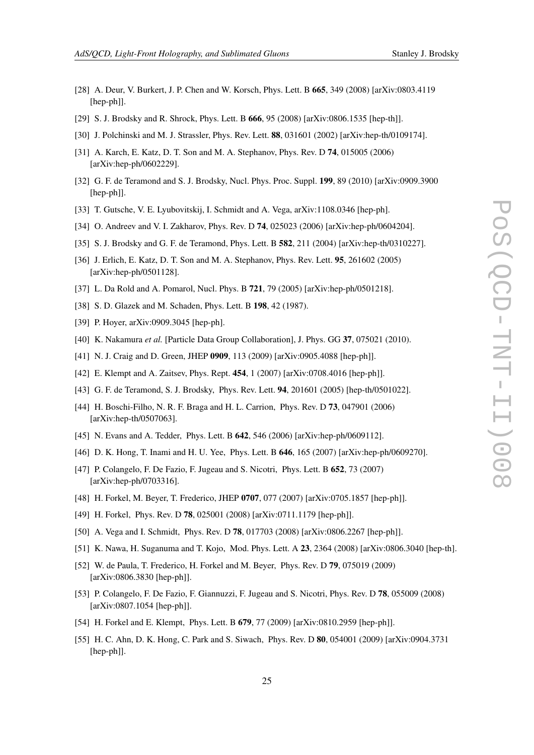[28] A. Deur, V. Burkert, J. P. Chen and W. Korsch, Phys. Lett. B **665**, 349 (2008) [arXiv:0803.4119 [hep-ph]].

[29] S. J. Brodsky and R. Shrock, Phys. Lett. B **666**, 95 (2008) [arXiv:0806.1535 [hep-th]].

[30] J. Polchinski and M. J. Strassler, Phys. Rev. Lett. **88**, 031601 (2002) [arXiv:hep-th/0109174].

[31] A. Karch, E. Katz, D. T. Son and M. A. Stephanov, Phys. Rev. D **74**, 015005 (2006) [arXiv:hep-ph/0602229].

[32] G. F. de Teramond and S. J. Brodsky, Nucl. Phys. Proc. Suppl. **199**, 89 (2010) [arXiv:0909.3900 [hep-ph]].

[33] T. Gutsche, V. E. Lyubovitskij, I. Schmidt and A. Vega, arXiv:1108.0346 [hep-ph].

[34] O. Andreev and V. I. Zakharov, Phys. Rev. D **74**, 025023 (2006) [arXiv:hep-ph/0604204].

[35] S. J. Brodsky and G. F. de Teramond, Phys. Lett. B **582**, 211 (2004) [arXiv:hep-th/0310227].

[36] J. Erlich, E. Katz, D. T. Son and M. A. Stephanov, Phys. Rev. Lett. **95**, 261602 (2005) [arXiv:hep-ph/0501128].

[37] L. Da Rold and A. Pomarol, Nucl. Phys. B **721**, 79 (2005) [arXiv:hep-ph/0501218].

[38] S. D. Glazek and M. Schaden, Phys. Lett. B **198**, 42 (1987).

[39] P. Hoyer, arXiv:0909.3045 [hep-ph].

[40] K. Nakamura *et al.* [Particle Data Group Collaboration], J. Phys. GG **37**, 075021 (2010).

[41] N. J. Craig and D. Green, JHEP **0909**, 113 (2009) [arXiv:0905.4088 [hep-ph]].

[42] E. Klempt and A. Zaitsev, Phys. Rept. **454**, 1 (2007) [arXiv:0708.4016 [hep-ph]].

[43] G. F. de Teramond, S. J. Brodsky, Phys. Rev. Lett. **94**, 201601 (2005) [hep-th/0501022].

[44] H. Boschi-Filho, N. R. F. Braga and H. L. Carrion, Phys. Rev. D **73**, 047901 (2006) [arXiv:hep-th/0507063].

[45] N. Evans and A. Tedder, Phys. Lett. B **642**, 546 (2006) [arXiv:hep-ph/0609112].

[46] D. K. Hong, T. Inami and H. U. Yee, Phys. Lett. B **646**, 165 (2007) [arXiv:hep-ph/0609270].

[47] P. Colangelo, F. De Fazio, F. Jugeau and S. Nicotri, Phys. Lett. B **652**, 73 (2007) [arXiv:hep-ph/0703316].

[48] H. Forkel, M. Beyer, T. Frederico, JHEP **0707**, 077 (2007) [arXiv:0705.1857 [hep-ph]].

[49] H. Forkel, Phys. Rev. D **78**, 025001 (2008) [arXiv:0711.1179 [hep-ph]].

[50] A. Vega and I. Schmidt, Phys. Rev. D **78**, 017703 (2008) [arXiv:0806.2267 [hep-ph]].

[51] K. Nawa, H. Suganuma and T. Kojo, Mod. Phys. Lett. A **23**, 2364 (2008) [arXiv:0806.3040 [hep-th].

[52] W. de Paula, T. Frederico, H. Forkel and M. Beyer, Phys. Rev. D **79**, 075019 (2009) [arXiv:0806.3830 [hep-ph]].

[53] P. Colangelo, F. De Fazio, F. Giannuzzi, F. Jugeau and S. Nicotri, Phys. Rev. D **78**, 055009 (2008) [arXiv:0807.1054 [hep-ph]].

[54] H. Forkel and E. Klempt, Phys. Lett. B **679**, 77 (2009) [arXiv:0810.2959 [hep-ph]].

[55] H. C. Ahn, D. K. Hong, C. Park and S. Siwach, Phys. Rev. D **80**, 054001 (2009) [arXiv:0904.3731 [hep-ph]].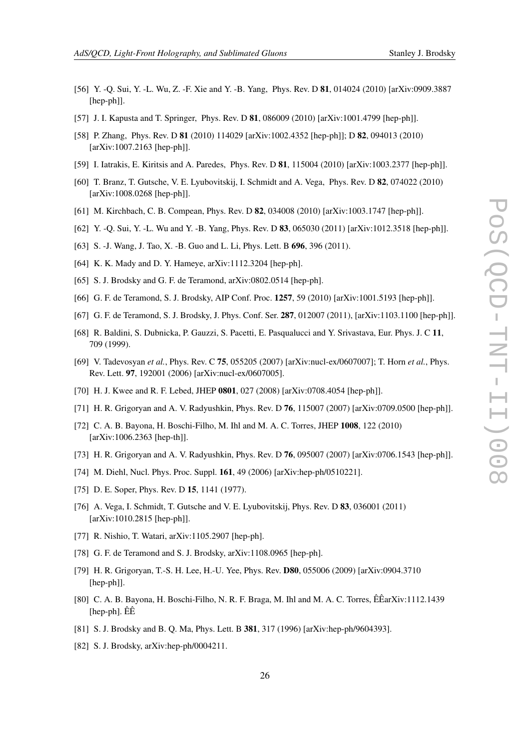[56] Y. -Q. Sui, Y. -L. Wu, Z. -F. Xie and Y. -B. Yang, Phys. Rev. D **81**, 014024 (2010) [arXiv:0909.3887 [hep-ph]].

[57] J. I. Kapusta and T. Springer, Phys. Rev. D **81**, 086009 (2010) [arXiv:1001.4799 [hep-ph]].

[58] P. Zhang, Phys. Rev. D **81** (2010) 114029 [arXiv:1002.4352 [hep-ph]]; D **82**, 094013 (2010) [arXiv:1007.2163 [hep-ph]].

[59] I. Iatrakis, E. Kiritsis and A. Paredes, Phys. Rev. D **81**, 115004 (2010) [arXiv:1003.2377 [hep-ph]].

[60] T. Branz, T. Gutsche, V. E. Lyubovitskij, I. Schmidt and A. Vega, Phys. Rev. D **82**, 074022 (2010) [arXiv:1008.0268 [hep-ph]].

[61] M. Kirchbach, C. B. Compean, Phys. Rev. D **82**, 034008 (2010) [arXiv:1003.1747 [hep-ph]].

[62] Y. -Q. Sui, Y. -L. Wu and Y. -B. Yang, Phys. Rev. D **83**, 065030 (2011) [arXiv:1012.3518 [hep-ph]].

[63] S. -J. Wang, J. Tao, X. -B. Guo and L. Li, Phys. Lett. B **696**, 396 (2011).

[64] K. K. Mady and D. Y. Hameye, arXiv:1112.3204 [hep-ph].

[65] S. J. Brodsky and G. F. de Teramond, arXiv:0802.0514 [hep-ph].

[66] G. F. de Teramond, S. J. Brodsky, AIP Conf. Proc. **1257**, 59 (2010) [arXiv:1001.5193 [hep-ph]].

[67] G. F. de Teramond, S. J. Brodsky, J. Phys. Conf. Ser. **287**, 012007 (2011), [arXiv:1103.1100 [hep-ph]].

[68] R. Baldini, S. Dubnicka, P. Gauzzi, S. Pacetti, E. Pasqualucci and Y. Srivastava, Eur. Phys. J. C **11**, 709 (1999).

[69] V. Tadevosyan *et al.*, Phys. Rev. C **75**, 055205 (2007) [arXiv:nucl-ex/0607007]; T. Horn *et al.*, Phys. Rev. Lett. **97**, 192001 (2006) [arXiv:nucl-ex/0607005].

[70] H. J. Kwee and R. F. Lebed, JHEP **0801**, 027 (2008) [arXiv:0708.4054 [hep-ph]].

[71] H. R. Grigoryan and A. V. Radyushkin, Phys. Rev. D **76**, 115007 (2007) [arXiv:0709.0500 [hep-ph]].

[72] C. A. B. Bayona, H. Boschi-Filho, M. Ihl and M. A. C. Torres, JHEP **1008**, 122 (2010) [arXiv:1006.2363 [hep-th]].

[73] H. R. Grigoryan and A. V. Radyushkin, Phys. Rev. D **76**, 095007 (2007) [arXiv:0706.1543 [hep-ph]].

[74] M. Diehl, Nucl. Phys. Proc. Suppl. **161**, 49 (2006) [arXiv:hep-ph/0510221].

[75] D. E. Soper, Phys. Rev. D **15**, 1141 (1977).

[76] A. Vega, I. Schmidt, T. Gutsche and V. E. Lyubovitskij, Phys. Rev. D **83**, 036001 (2011) [arXiv:1010.2815 [hep-ph]].

[77] R. Nishio, T. Watari, arXiv:1105.2907 [hep-ph].

[78] G. F. de Teramond and S. J. Brodsky, arXiv:1108.0965 [hep-ph].

[79] H. R. Grigoryan, T.-S. H. Lee, H.-U. Yee, Phys. Rev. **D80**, 055006 (2009) [arXiv:0904.3710 [hep-ph]].

[80] C. A. B. Bayona, H. Boschi-Filho, N. R. F. Braga, M. Ihl and M. A. C. Torres, ÊÊarXiv:1112.1439 [hep-ph]. ÊÊ

[81] S. J. Brodsky and B. Q. Ma, Phys. Lett. B **381**, 317 (1996) [arXiv:hep-ph/9604393].

[82] S. J. Brodsky, arXiv:hep-ph/0004211.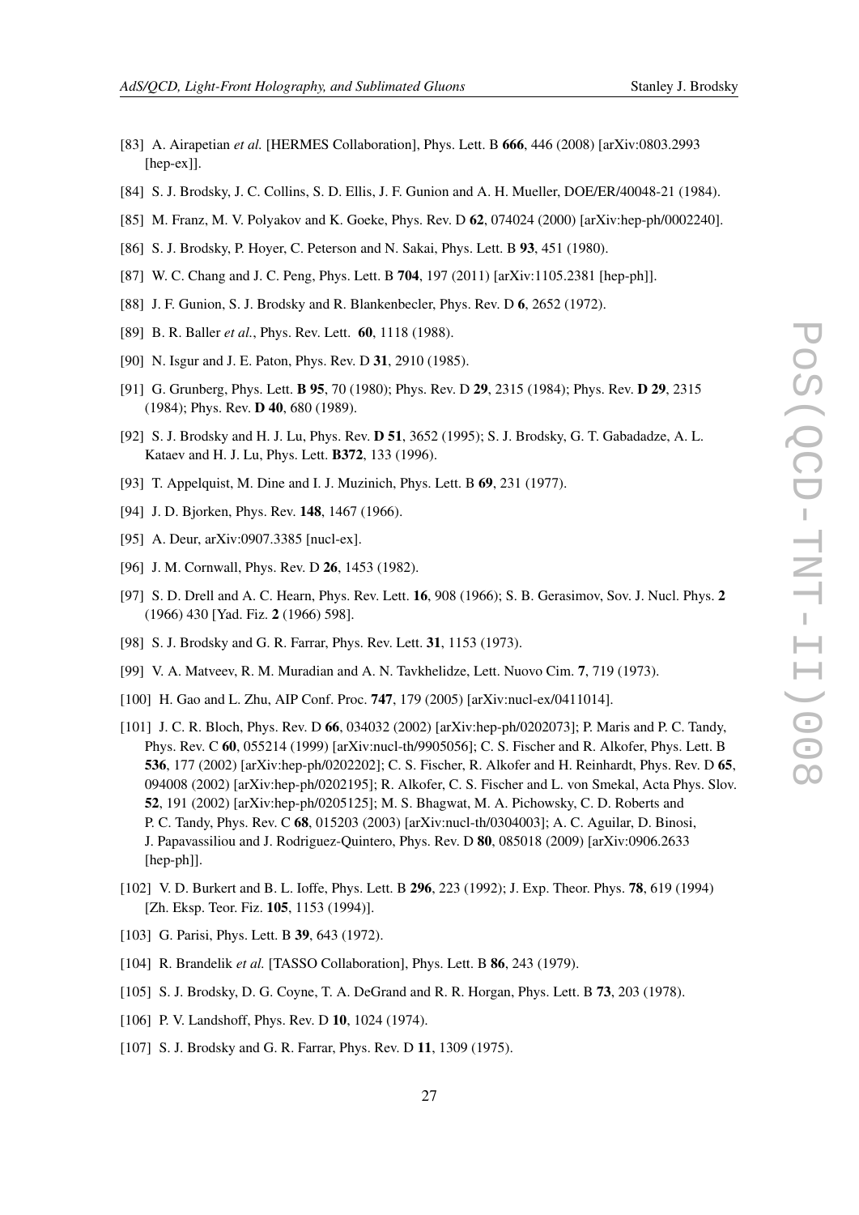[83] A. Airapetian *et al.* [HERMES Collaboration], Phys. Lett. B **666**, 446 (2008) [arXiv:0803.2993 [hep-ex]].

[84] S. J. Brodsky, J. C. Collins, S. D. Ellis, J. F. Gunion and A. H. Mueller, DOE/ER/40048-21 (1984).

[85] M. Franz, M. V. Polyakov and K. Goeke, Phys. Rev. D **62**, 074024 (2000) [arXiv:hep-ph/0002240].

[86] S. J. Brodsky, P. Hoyer, C. Peterson and N. Sakai, Phys. Lett. B **93**, 451 (1980).

[87] W. C. Chang and J. C. Peng, Phys. Lett. B **704**, 197 (2011) [arXiv:1105.2381 [hep-ph]].

[88] J. F. Gunion, S. J. Brodsky and R. Blankenbecler, Phys. Rev. D **6**, 2652 (1972).

[89] B. R. Baller *et al.*, Phys. Rev. Lett. **60**, 1118 (1988).

[90] N. Isgur and J. E. Paton, Phys. Rev. D **31**, 2910 (1985).

[91] G. Grunberg, Phys. Lett. **B 95**, 70 (1980); Phys. Rev. D **29**, 2315 (1984); Phys. Rev. **D 29**, 2315 (1984); Phys. Rev. **D 40**, 680 (1989).

[92] S. J. Brodsky and H. J. Lu, Phys. Rev. **D 51**, 3652 (1995); S. J. Brodsky, G. T. Gabadadze, A. L. Kataev and H. J. Lu, Phys. Lett. **B372**, 133 (1996).

[93] T. Appelquist, M. Dine and I. J. Muzinich, Phys. Lett. B **69**, 231 (1977).

[94] J. D. Bjorken, Phys. Rev. **148**, 1467 (1966).

[95] A. Deur, arXiv:0907.3385 [nucl-ex].

[96] J. M. Cornwall, Phys. Rev. D **26**, 1453 (1982).

[97] S. D. Drell and A. C. Hearn, Phys. Rev. Lett. **16**, 908 (1966); S. B. Gerasimov, Sov. J. Nucl. Phys. **2** (1966) 430 [Yad. Fiz. **2** (1966) 598].

[98] S. J. Brodsky and G. R. Farrar, Phys. Rev. Lett. **31**, 1153 (1973).

[99] V. A. Matveev, R. M. Muradian and A. N. Tavkhelidze, Lett. Nuovo Cim. **7**, 719 (1973).

[100] H. Gao and L. Zhu, AIP Conf. Proc. **747**, 179 (2005) [arXiv:nucl-ex/0411014].

[101] J. C. R. Bloch, Phys. Rev. D **66**, 034032 (2002) [arXiv:hep-ph/0202073]; P. Maris and P. C. Tandy, Phys. Rev. C **60**, 055214 (1999) [arXiv:nucl-th/9905056]; C. S. Fischer and R. Alkofer, Phys. Lett. B **536**, 177 (2002) [arXiv:hep-ph/0202202]; C. S. Fischer, R. Alkofer and H. Reinhardt, Phys. Rev. D **65**, 094008 (2002) [arXiv:hep-ph/0202195]; R. Alkofer, C. S. Fischer and L. von Smekal, Acta Phys. Slov. **52**, 191 (2002) [arXiv:hep-ph/0205125]; M. S. Bhagwat, M. A. Pichowsky, C. D. Roberts and P. C. Tandy, Phys. Rev. C **68**, 015203 (2003) [arXiv:nucl-th/0304003]; A. C. Aguilar, D. Binosi, J. Papavassiliou and J. Rodriguez-Quintero, Phys. Rev. D **80**, 085018 (2009) [arXiv:0906.2633 [hep-ph]].

[102] V. D. Burkert and B. L. Ioffe, Phys. Lett. B **296**, 223 (1992); J. Exp. Theor. Phys. **78**, 619 (1994) [Zh. Eksp. Teor. Fiz. **105**, 1153 (1994)].

[103] G. Parisi, Phys. Lett. B **39**, 643 (1972).

[104] R. Brandelik *et al.* [TASSO Collaboration], Phys. Lett. B **86**, 243 (1979).

[105] S. J. Brodsky, D. G. Coyne, T. A. DeGrand and R. R. Horgan, Phys. Lett. B **73**, 203 (1978).

[106] P. V. Landshoff, Phys. Rev. D **10**, 1024 (1974).

[107] S. J. Brodsky and G. R. Farrar, Phys. Rev. D **11**, 1309 (1975).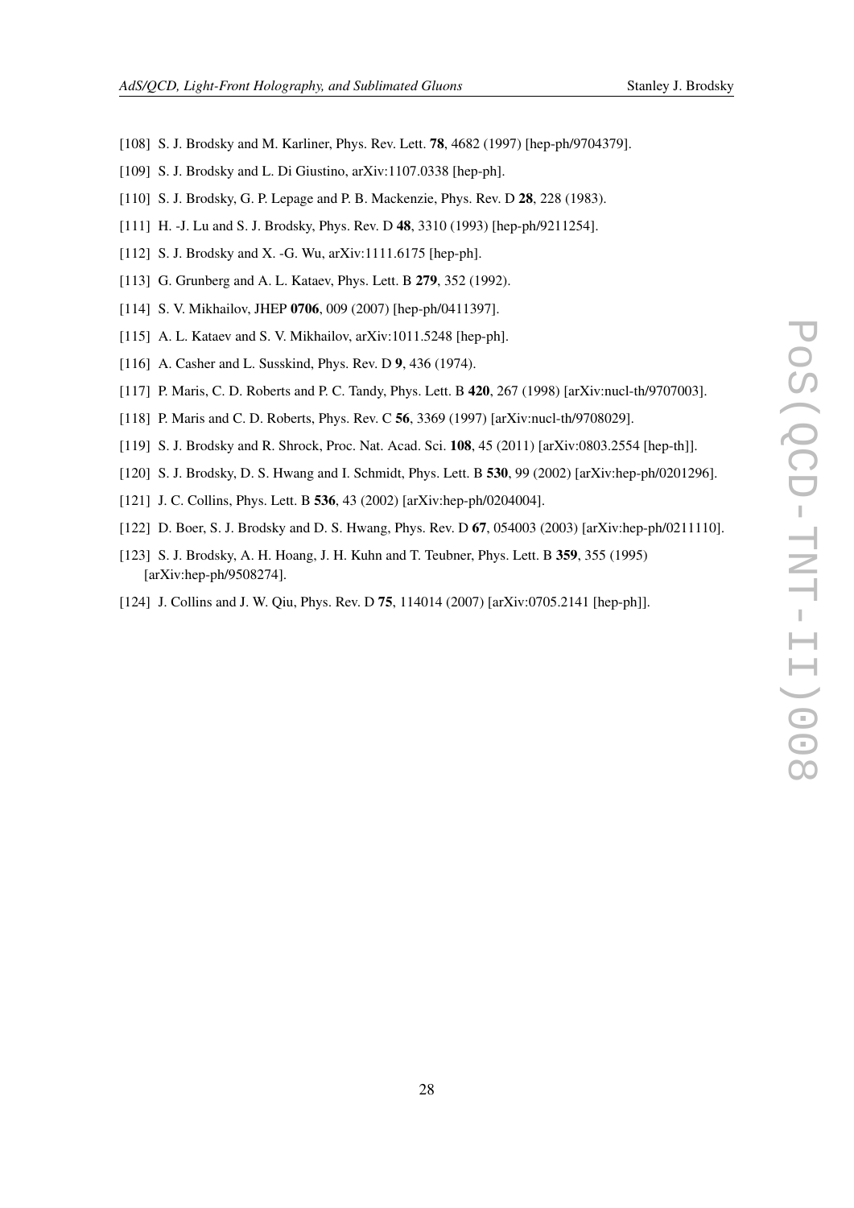[108] S. J. Brodsky and M. Karliner, Phys. Rev. Lett. **78**, 4682 (1997) [hep-ph/9704379].

[109] S. J. Brodsky and L. Di Giustino, arXiv:1107.0338 [hep-ph].

[110] S. J. Brodsky, G. P. Lepage and P. B. Mackenzie, Phys. Rev. D **28**, 228 (1983).

[111] H. -J. Lu and S. J. Brodsky, Phys. Rev. D **48**, 3310 (1993) [hep-ph/9211254].

[112] S. J. Brodsky and X. -G. Wu, arXiv:1111.6175 [hep-ph].

[113] G. Grunberg and A. L. Kataev, Phys. Lett. B **279**, 352 (1992).

[114] S. V. Mikhailov, JHEP **0706**, 009 (2007) [hep-ph/0411397].

[115] A. L. Kataev and S. V. Mikhailov, arXiv:1011.5248 [hep-ph].

[116] A. Casher and L. Susskind, Phys. Rev. D **9**, 436 (1974).

[117] P. Maris, C. D. Roberts and P. C. Tandy, Phys. Lett. B **420**, 267 (1998) [arXiv:nucl-th/9707003].

[118] P. Maris and C. D. Roberts, Phys. Rev. C **56**, 3369 (1997) [arXiv:nucl-th/9708029].

[119] S. J. Brodsky and R. Shrock, Proc. Nat. Acad. Sci. **108**, 45 (2011) [arXiv:0803.2554 [hep-th]].

[120] S. J. Brodsky, D. S. Hwang and I. Schmidt, Phys. Lett. B **530**, 99 (2002) [arXiv:hep-ph/0201296].

[121] J. C. Collins, Phys. Lett. B **536**, 43 (2002) [arXiv:hep-ph/0204004].

[122] D. Boer, S. J. Brodsky and D. S. Hwang, Phys. Rev. D **67**, 054003 (2003) [arXiv:hep-ph/0211110].

[123] S. J. Brodsky, A. H. Hoang, J. H. Kuhn and T. Teubner, Phys. Lett. B **359**, 355 (1995) [arXiv:hep-ph/9508274].

[124] J. Collins and J. W. Qiu, Phys. Rev. D **75**, 114014 (2007) [arXiv:0705.2141 [hep-ph]].